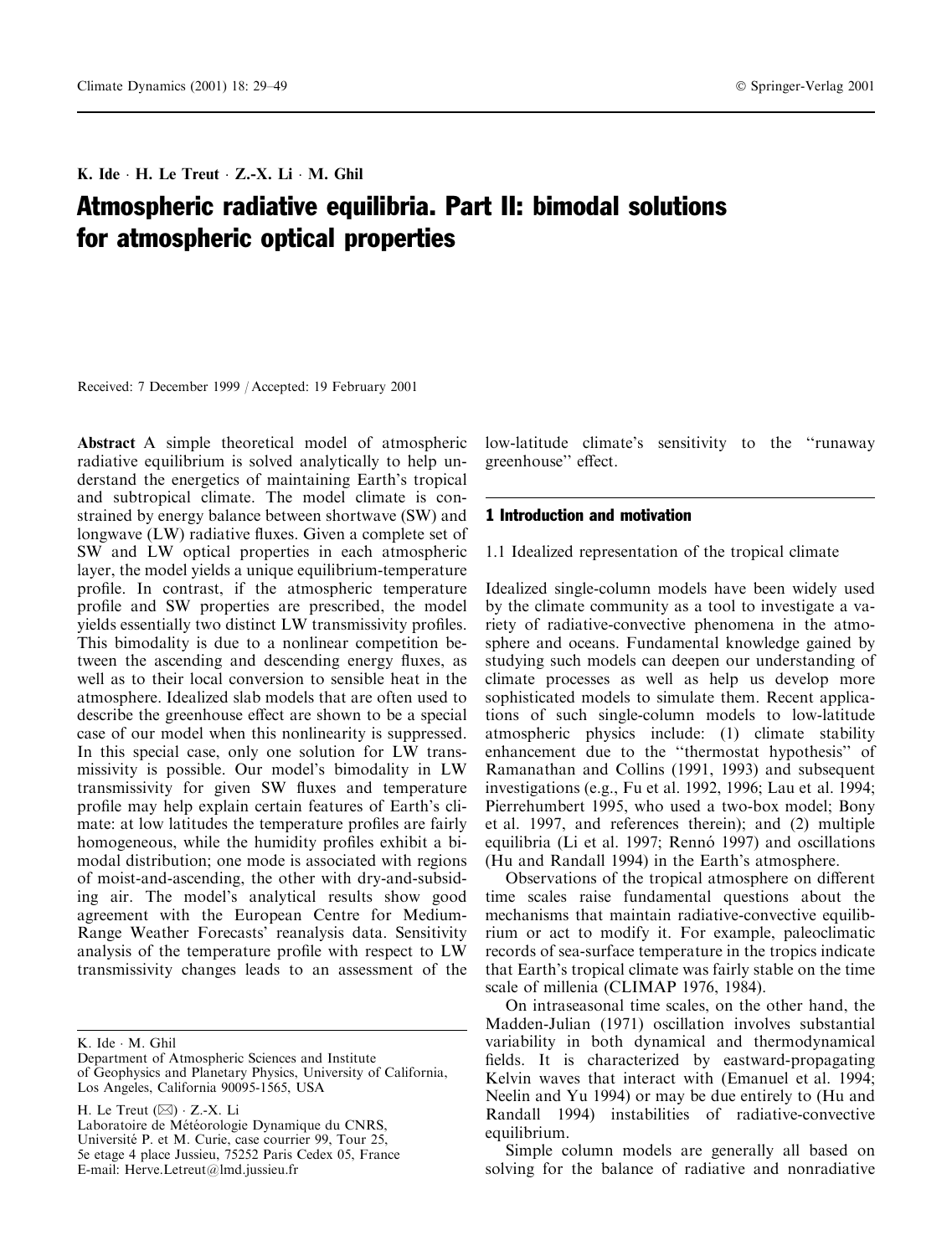K. Ide · H. Le Treut · Z.-X. Li · M. Ghil

# Atmospheric radiative equilibria. Part II: bimodal solutions for atmospheric optical properties

Received: 7 December 1999 / Accepted: 19 February 2001

**Abstract** A simple theoretical model of atmospheric radiative equilibrium is solved analytically to help understand the energetics of maintaining Earth's tropical and subtropical climate. The model climate is constrained by energy balance between shortwave (SW) and longwave (LW) radiative fluxes. Given a complete set of SW and LW optical properties in each atmospheric layer, the model yields a unique equilibrium-temperature profile. In contrast, if the atmospheric temperature profile and SW properties are prescribed, the model yields essentially two distinct LW transmissivity profiles. This bimodality is due to a nonlinear competition between the ascending and descending energy fluxes, as well as to their local conversion to sensible heat in the atmosphere. Idealized slab models that are often used to describe the greenhouse effect are shown to be a special case of our model when this nonlinearity is suppressed. In this special case, only one solution for LW transmissivity is possible. Our model's bimodality in LW transmissivity for given SW fluxes and temperature profile may help explain certain features of Earth's climate: at low latitudes the temperature profiles are fairly homogeneous, while the humidity profiles exhibit a bimodal distribution; one mode is associated with regions of moist-and-ascending, the other with dry-and-subsiding air. The model's analytical results show good agreement with the European Centre for Medium-Range Weather Forecasts' reanalysis data. Sensitivity analysis of the temperature profile with respect to LW transmissivity changes leads to an assessment of the low-latitude climate's sensitivity to the "runaway greenhouse" effect.

K. Ide · M. Ghil
Department of Atmospheric Sciences and Institute of Geophysics and Planetary Physics, University of California, Los Angeles, California 90095-1565, USA

H. Le Treut (✉) · Z.-X. Li
Laboratoire de Météorologie Dynamique du CNRS, Université P. et M. Curie, case courrier 99, Tour 25, 5e etage 4 place Jussieu, 75252 Paris Cedex 05, France
E-mail: Herve.Letreut@lmd.jussieu.fr

## 1 Introduction and motivation

### 1.1 Idealized representation of the tropical climate

Idealized single-column models have been widely used by the climate community as a tool to investigate a variety of radiative-convective phenomena in the atmosphere and oceans. Fundamental knowledge gained by studying such models can deepen our understanding of climate processes as well as help us develop more sophisticated models to simulate them. Recent applications of such single-column models to low-latitude atmospheric physics include: (1) climate stability enhancement due to the "thermostat hypothesis" of Ramanathan and Collins (1991, 1993) and subsequent investigations (e.g., Fu et al. 1992, 1996; Lau et al. 1994; Pierrehumbert 1995, who used a two-box model; Bony et al. 1997, and references therein); and (2) multiple equilibria (Li et al. 1997; Rennó 1997) and oscillations (Hu and Randall 1994) in the Earth's atmosphere.

Observations of the tropical atmosphere on different time scales raise fundamental questions about the mechanisms that maintain radiative-convective equilibrium or act to modify it. For example, paleoclimatic records of sea-surface temperature in the tropics indicate that Earth's tropical climate was fairly stable on the time scale of millenia (CLIMAP 1976, 1984).

On intraseasonal time scales, on the other hand, the Madden-Julian (1971) oscillation involves substantial variability in both dynamical and thermodynamical fields. It is characterized by eastward-propagating Kelvin waves that interact with (Emanuel et al. 1994; Neelin and Yu 1994) or may be due entirely to (Hu and Randall 1994) instabilities of radiative-convective equilibrium.

Simple column models are generally all based on solving for the balance of radiative and nonradiative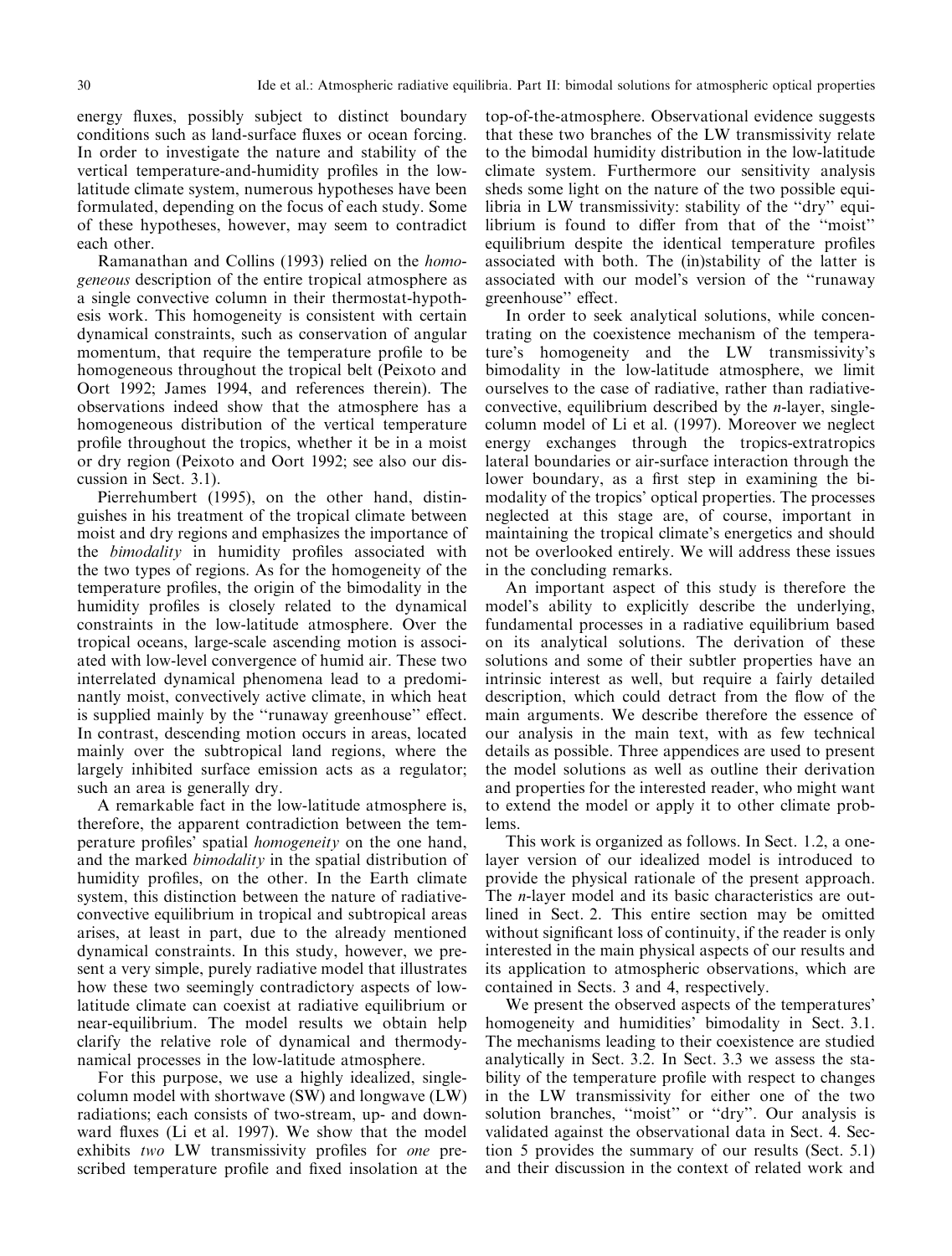energy fluxes, possibly subject to distinct boundary conditions such as land-surface fluxes or ocean forcing. In order to investigate the nature and stability of the vertical temperature-and-humidity profiles in the low-latitude climate system, numerous hypotheses have been formulated, depending on the focus of each study. Some of these hypotheses, however, may seem to contradict each other.

Ramanathan and Collins (1993) relied on the *homogeneous* description of the entire tropical atmosphere as a single convective column in their thermostat-hypothesis work. This homogeneity is consistent with certain dynamical constraints, such as conservation of angular momentum, that require the temperature profile to be homogeneous throughout the tropical belt (Peixoto and Oort 1992; James 1994, and references therein). The observations indeed show that the atmosphere has a homogeneous distribution of the vertical temperature profile throughout the tropics, whether it be in a moist or dry region (Peixoto and Oort 1992; see also our discussion in Sect. 3.1).

Pierrehumbert (1995), on the other hand, distinguishes in his treatment of the tropical climate between moist and dry regions and emphasizes the importance of the *bimodality* in humidity profiles associated with the two types of regions. As for the homogeneity of the temperature profiles, the origin of the bimodality in the humidity profiles is closely related to the dynamical constraints in the low-latitude atmosphere. Over the tropical oceans, large-scale ascending motion is associated with low-level convergence of humid air. These two interrelated dynamical phenomena lead to a predominantly moist, convectively active climate, in which heat is supplied mainly by the "runaway greenhouse" effect. In contrast, descending motion occurs in areas, located mainly over the subtropical land regions, where the largely inhibited surface emission acts as a regulator; such an area is generally dry.

A remarkable fact in the low-latitude atmosphere is, therefore, the apparent contradiction between the temperature profiles' spatial *homogeneity* on the one hand, and the marked *bimodality* in the spatial distribution of humidity profiles, on the other. In the Earth climate system, this distinction between the nature of radiative-convective equilibrium in tropical and subtropical areas arises, at least in part, due to the already mentioned dynamical constraints. In this study, however, we present a very simple, purely radiative model that illustrates how these two seemingly contradictory aspects of low-latitude climate can coexist at radiative equilibrium or near-equilibrium. The model results we obtain help clarify the relative role of dynamical and thermodynamical processes in the low-latitude atmosphere.

For this purpose, we use a highly idealized, single-column model with shortwave (SW) and longwave (LW) radiations; each consists of two-stream, up- and downward fluxes (Li et al. 1997). We show that the model exhibits *two* LW transmissivity profiles for *one* prescribed temperature profile and fixed insolation at the top-of-the-atmosphere. Observational evidence suggests that these two branches of the LW transmissivity relate to the bimodal humidity distribution in the low-latitude climate system. Furthermore our sensitivity analysis sheds some light on the nature of the two possible equilibria in LW transmissivity: stability of the "dry" equilibrium is found to differ from that of the "moist" equilibrium despite the identical temperature profiles associated with both. The (in)stability of the latter is associated with our model's version of the "runaway greenhouse" effect.

In order to seek analytical solutions, while concentrating on the coexistence mechanism of the temperature's homogeneity and the LW transmissivity's bimodality in the low-latitude atmosphere, we limit ourselves to the case of radiative, rather than radiative-convective, equilibrium described by the $n$-layer, single-column model of Li et al. (1997). Moreover we neglect energy exchanges through the tropics-extratropics lateral boundaries or air-surface interaction through the lower boundary, as a first step in examining the bimodality of the tropics' optical properties. The processes neglected at this stage are, of course, important in maintaining the tropical climate's energetics and should not be overlooked entirely. We will address these issues in the concluding remarks.

An important aspect of this study is therefore the model's ability to explicitly describe the underlying, fundamental processes in a radiative equilibrium based on its analytical solutions. The derivation of these solutions and some of their subtler properties have an intrinsic interest as well, but require a fairly detailed description, which could detract from the flow of the main arguments. We describe therefore the essence of our analysis in the main text, with as few technical details as possible. Three appendices are used to present the model solutions as well as outline their derivation and properties for the interested reader, who might want to extend the model or apply it to other climate problems.

This work is organized as follows. In Sect. 1.2, a one-layer version of our idealized model is introduced to provide the physical rationale of the present approach. The $n$-layer model and its basic characteristics are outlined in Sect. 2. This entire section may be omitted without significant loss of continuity, if the reader is only interested in the main physical aspects of our results and its application to atmospheric observations, which are contained in Sects. 3 and 4, respectively.

We present the observed aspects of the temperatures' homogeneity and humidities' bimodality in Sect. 3.1. The mechanisms leading to their coexistence are studied analytically in Sect. 3.2. In Sect. 3.3 we assess the stability of the temperature profile with respect to changes in the LW transmissivity for either one of the two solution branches, "moist" or "dry". Our analysis is validated against the observational data in Sect. 4. Section 5 provides the summary of our results (Sect. 5.1) and their discussion in the context of related work and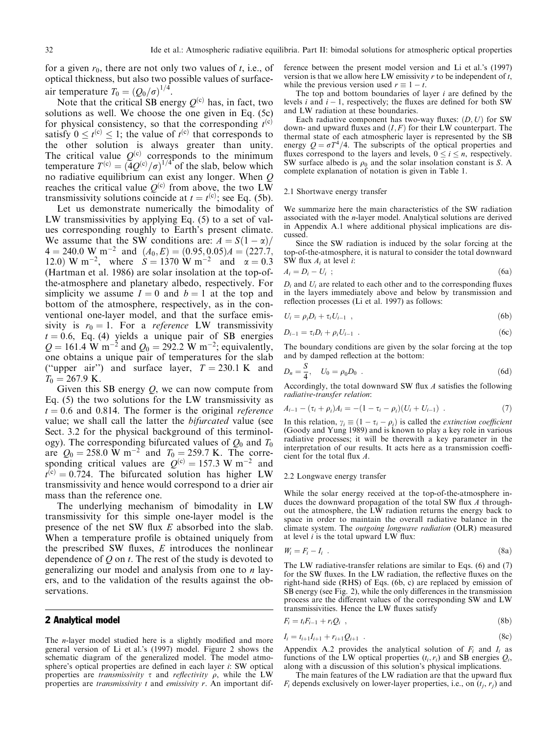for a given $r_0$, there are not only two values of $t$, i.e., of optical thickness, but also two possible values of surface-air temperature $T_0 = (Q_0/\sigma)^{1/4}$.

Note that the critical SB energy $Q^{(c)}$ has, in fact, two solutions as well. We choose the one given in Eq. (5c) for physical consistency, so that the corresponding $t^{(c)}$ satisfy $0 \leq t^{(c)} \leq 1$; the value of $t^{(c)}$ that corresponds to the other solution is always greater than unity. The critical value $Q^{(c)}$ corresponds to the minimum temperature $T^{(c)} = (4Q^{(c)}/\sigma)^{1/4}$ of the slab, below which no radiative equilibrium can exist any longer. When $Q$ reaches the critical value $Q^{(c)}$ from above, the two LW transmissivity solutions coincide at $t = t^{(c)}$; see Eq. (5b).

Let us demonstrate numerically the bimodality of LW transmissivities by applying Eq. (5) to a set of values corresponding roughly to Earth's present climate. We assume that the SW conditions are: $A = S(1-\alpha)/4 = 240.0$ W m$^{-2}$ and $(A_0, E) = (0.95, 0.05)A = (227.7, 12.0)$ W m$^{-2}$, where $S = 1370$ W m$^{-2}$ and $\alpha = 0.3$ (Hartman et al. 1986) are solar insolation at the top-of-the-atmosphere and planetary albedo, respectively. For simplicity we assume $I = 0$ and $b = 1$ at the top and bottom of the atmosphere, respectively, as in the conventional one-layer model, and that the surface emissivity is $r_0 = 1$. For a *reference* LW transmissivity $t = 0.6$, Eq. (4) yields a unique pair of SB energies $Q = 161.4$ W m$^{-2}$ and $Q_0 = 292.2$ W m$^{-2}$; equivalently, one obtains a unique pair of temperatures for the slab ("upper air") and surface layer, $T = 230.1$ K and $T_0 = 267.9$ K.

Given this SB energy $Q$, we can now compute from Eq. (5) the two solutions for the LW transmissivity as $t = 0.6$ and 0.814. The former is the original *reference* value; we shall call the latter the *bifurcated* value (see Sect. 3.2 for the physical background of this terminology). The corresponding bifurcated values of $Q_0$ and $T_0$ are $Q_0 = 258.0$ W m$^{-2}$ and $T_0 = 259.7$ K. The corresponding critical values are $Q^{(c)} = 157.3$ W m$^{-2}$ and $t^{(c)} = 0.724$. The bifurcated solution has higher LW transmissivity and hence would correspond to a drier air mass than the reference one.

The underlying mechanism of bimodality in LW transmissivity for this simple one-layer model is the presence of the net SW flux $E$ absorbed into the slab. When a temperature profile is obtained uniquely from the prescribed SW fluxes, $E$ introduces the nonlinear dependence of $Q$ on $t$. The rest of the study is devoted to generalizing our model and analysis from one to $n$ layers, and to the validation of the results against the observations.

## 2 Analytical model

The $n$-layer model studied here is a slightly modified and more general version of Li et al.'s (1997) model. Figure 2 shows the schematic diagram of the generalized model. The model atmosphere's optical properties are defined in each layer $i$: SW optical properties are *transmissivity* $\tau$ and *reflectivity* $\rho$, while the LW properties are *transmissivity* $t$ and *emissivity* $r$. An important difference between the present model version and Li et al.'s (1997) version is that we allow here LW emissivity $r$ to be independent of $t$, while the previous version used $r \equiv 1 - t$.

The top and bottom boundaries of layer $i$ are defined by the levels $i$ and $i-1$, respectively; the fluxes are defined for both SW and LW radiation at these boundaries.

Each radiative component has two-way fluxes: $(D, U)$ for SW down- and upward fluxes and $(I, F)$ for their LW counterpart. The thermal state of each atmospheric layer is represented by the SB energy $Q = \sigma T^4/4$. The subscripts of the optical properties and fluxes correspond to the layers and levels, $0 \leq i \leq n$, respectively. SW surface albedo is $\rho_0$ and the solar insolation constant is $S$. A complete explanation of notation is given in Table 1.

### 2.1 Shortwave energy transfer

We summarize here the main characteristics of the SW radiation associated with the $n$-layer model. Analytical solutions are derived in Appendix A.1 where additional physical implications are discussed.

Since the SW radiation is induced by the solar forcing at the top-of-the-atmosphere, it is natural to consider the total downward SW flux $A_i$ at level $i$:

$$A_i = D_i - U_i \ ; \tag{6a}$$

$D_i$ and $U_i$ are related to each other and to the corresponding fluxes in the layers immediately above and below by transmission and reflection processes (Li et al. 1997) as follows:

$$U_i = \rho_i D_i + \tau_i U_{i-1} \ , \tag{6b}$$

$$D_{i-1} = \tau_i D_i + \rho_i U_{i-1} \ . \tag{6c}$$

The boundary conditions are given by the solar forcing at the top and by damped reflection at the bottom:

$$D_n = \frac{S}{4}, \quad U_0 = \rho_0 D_0 \ . \tag{6d}$$

Accordingly, the total downward SW flux $A$ satisfies the following *radiative-transfer relation*:

$$A_{i-1} - (\tau_i + \rho_i) A_i = -(1 - \tau_i - \rho_i)(U_i + U_{i-1}) \ . \tag{7}$$

In this relation, $\gamma_i \equiv (1 - \tau_i - \rho_i)$ is called the *extinction coefficient* (Goody and Yung 1989) and is known to play a key role in various radiative processes; it will be therewith a key parameter in the interpretation of our results. It acts here as a transmission coefficient for the total flux $A$.

### 2.2 Longwave energy transfer

While the solar energy received at the top-of-the-atmosphere induces the downward propagation of the total SW flux $A$ throughout the atmosphere, the LW radiation returns the energy back to space in order to maintain the overall radiative balance in the climate system. The *outgoing longwave radiation* (OLR) measured at level $i$ is the total upward LW flux:

$$W_i = F_i - I_i \ . \tag{8a}$$

The LW radiative-transfer relations are similar to Eqs. (6) and (7) for the SW fluxes. In the LW radiation, the reflective fluxes on the right-hand side (RHS) of Eqs. (6b, c) are replaced by emission of SB energy (see Fig. 2), while the only differences in the transmission process are the different values of the corresponding SW and LW transmissivities. Hence the LW fluxes satisfy

$$F_i = t_i F_{i-1} + r_i Q_i \ , \tag{8b}$$

$$I_i = t_{i+1} I_{i+1} + r_{i+1} Q_{i+1} \ . \tag{8c}$$

Appendix A.2 provides the analytical solution of $F_i$ and $I_i$ as functions of the LW optical properties $(t_i, r_i)$ and SB energies $Q_i$, along with a discussion of this solution's physical implications.

The main features of the LW radiation are that the upward flux $F_i$ depends exclusively on lower-layer properties, i.e., on $(t_j, r_j)$ and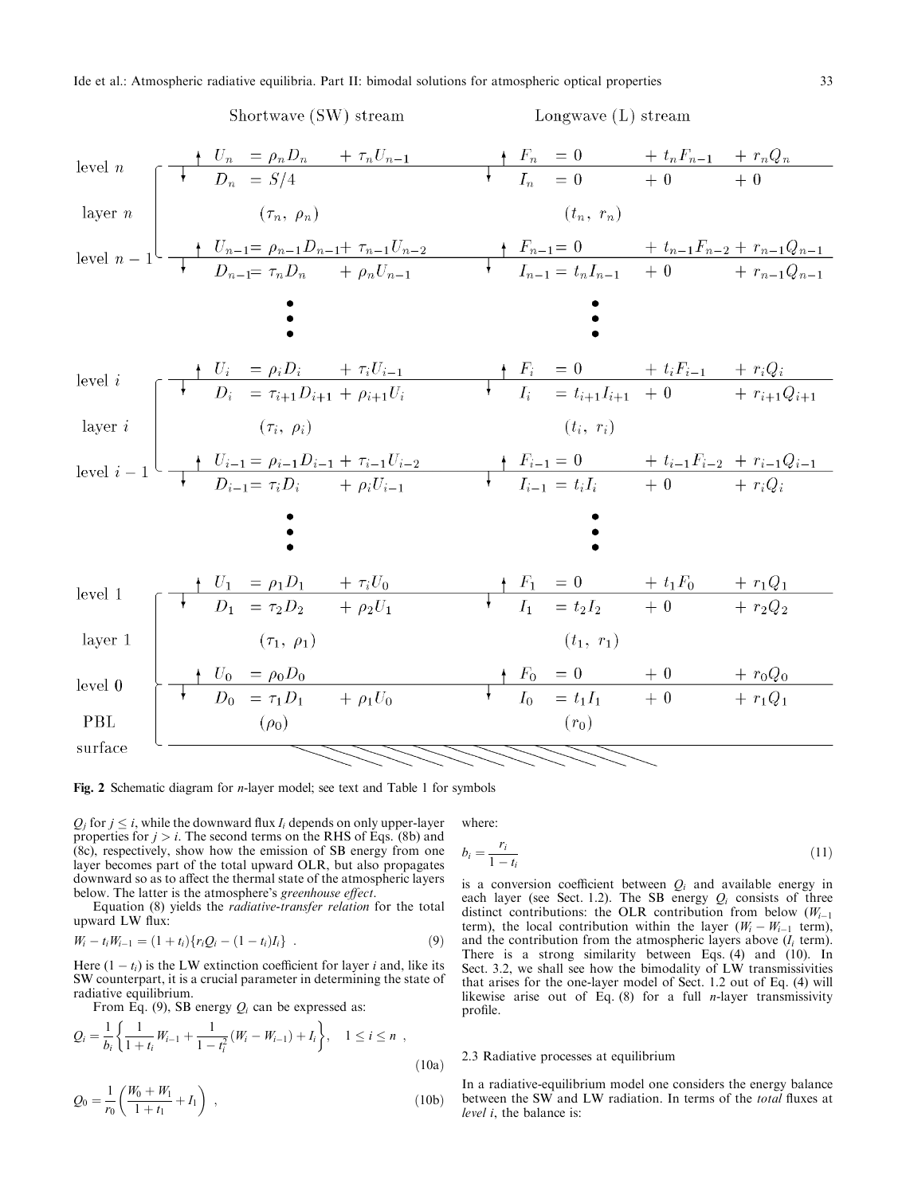| | Shortwave (SW) stream | Longwave (L) stream |
|---|---|---|
| level $n$ | ↑ $U_n = \rho_n D_n + \tau_n U_{n-1}$ | ↑ $F_n = 0 + t_n F_{n-1} + r_n Q_n$ |
| | ↓ $D_n = S/4$ | ↓ $I_n = 0 + 0 + 0$ |
| layer $n$ | $(\tau_n,\ \rho_n)$ | $(t_n,\ r_n)$ |
| level $n-1$ | ↑ $U_{n-1} = \rho_{n-1} D_{n-1} + \tau_{n-1} U_{n-2}$ | ↑ $F_{n-1} = 0 + t_{n-1} F_{n-2} + r_{n-1} Q_{n-1}$ |
| | ↓ $D_{n-1} = \tau_n D_n + \rho_n U_{n-1}$ | ↓ $I_{n-1} = t_n I_{n-1} + 0 + r_{n-1} Q_{n-1}$ |
| ⋮ | ⋮ | ⋮ |
| level $i$ | ↑ $U_i = \rho_i D_i + \tau_i U_{i-1}$ | ↑ $F_i = 0 + t_i F_{i-1} + r_i Q_i$ |
| | ↓ $D_i = \tau_{i+1} D_{i+1} + \rho_{i+1} U_i$ | ↓ $I_i = t_{i+1} I_{i+1} + 0 + r_{i+1} Q_{i+1}$ |
| layer $i$ | $(\tau_i,\ \rho_i)$ | $(t_i,\ r_i)$ |
| level $i-1$ | ↑ $U_{i-1} = \rho_{i-1} D_{i-1} + \tau_{i-1} U_{i-2}$ | ↑ $F_{i-1} = 0 + t_{i-1} F_{i-2} + r_{i-1} Q_{i-1}$ |
| | ↓ $D_{i-1} = \tau_i D_i + \rho_i U_{i-1}$ | ↓ $I_{i-1} = t_i I_i + 0 + r_i Q_i$ |
| ⋮ | ⋮ | ⋮ |
| level 1 | ↑ $U_1 = \rho_1 D_1 + \tau_1 U_0$ | ↑ $F_1 = 0 + t_1 F_0 + r_1 Q_1$ |
| | ↓ $D_1 = \tau_2 D_2 + \rho_2 U_1$ | ↓ $I_1 = t_2 I_2 + 0 + r_2 Q_2$ |
| layer 1 | $(\tau_1,\ \rho_1)$ | $(t_1,\ r_1)$ |
| level 0 | ↑ $U_0 = \rho_0 D_0$ | ↑ $F_0 = 0 + 0 + r_0 Q_0$ |
| | ↓ $D_0 = \tau_1 D_1 + \rho_1 U_0$ | ↓ $I_0 = t_1 I_1 + 0 + r_1 Q_1$ |
| PBL | $(\rho_0)$ | $(r_0)$ |
| surface | | |

**Fig. 2** Schematic diagram for $n$-layer model; see text and Table 1 for symbols

$Q_j$ for $j \le i$, while the downward flux $I_i$ depends on only upper-layer properties for $j > i$. The second terms on the RHS of Eqs. (8b) and (8c), respectively, show how the emission of SB energy from one layer becomes part of the total upward OLR, but also propagates downward so as to affect the thermal state of the atmospheric layers below. The latter is the atmosphere's *greenhouse effect*.

Equation (8) yields the *radiative-transfer relation* for the total upward LW flux:

$$W_i - t_i W_{i-1} = (1 + t_i)\{r_i Q_i - (1 - t_i) I_i\} \ . \tag{9}$$

Here $(1 - t_i)$ is the LW extinction coefficient for layer $i$ and, like its SW counterpart, it is a crucial parameter in determining the state of radiative equilibrium.

From Eq. (9), SB energy $Q_i$ can be expressed as:

$$Q_i = \frac{1}{b_i}\left\{\frac{1}{1+t_i} W_{i-1} + \frac{1}{1-t_i^2}(W_i - W_{i-1}) + I_i\right\}, \quad 1 \le i \le n \ , \tag{10a}$$

$$Q_0 = \frac{1}{r_0}\left(\frac{W_0 + W_1}{1 + t_1} + I_1\right) \ , \tag{10b}$$

where:

$$b_i = \frac{r_i}{1 - t_i} \tag{11}$$

is a conversion coefficient between $Q_i$ and available energy in each layer (see Sect. 1.2). The SB energy $Q_i$ consists of three distinct contributions: the OLR contribution from below ($W_{i-1}$ term), the local contribution within the layer ($W_i - W_{i-1}$ term), and the contribution from the atmospheric layers above ($I_i$ term). There is a strong similarity between Eqs. (4) and (10). In Sect. 3.2, we shall see how the bimodality of LW transmissivities that arises for the one-layer model of Sect. 1.2 out of Eq. (4) will likewise arise out of Eq. (8) for a full $n$-layer transmissivity profile.

### 2.3 Radiative processes at equilibrium

In a radiative-equilibrium model one considers the energy balance between the SW and LW radiation. In terms of the *total* fluxes at *level i*, the balance is: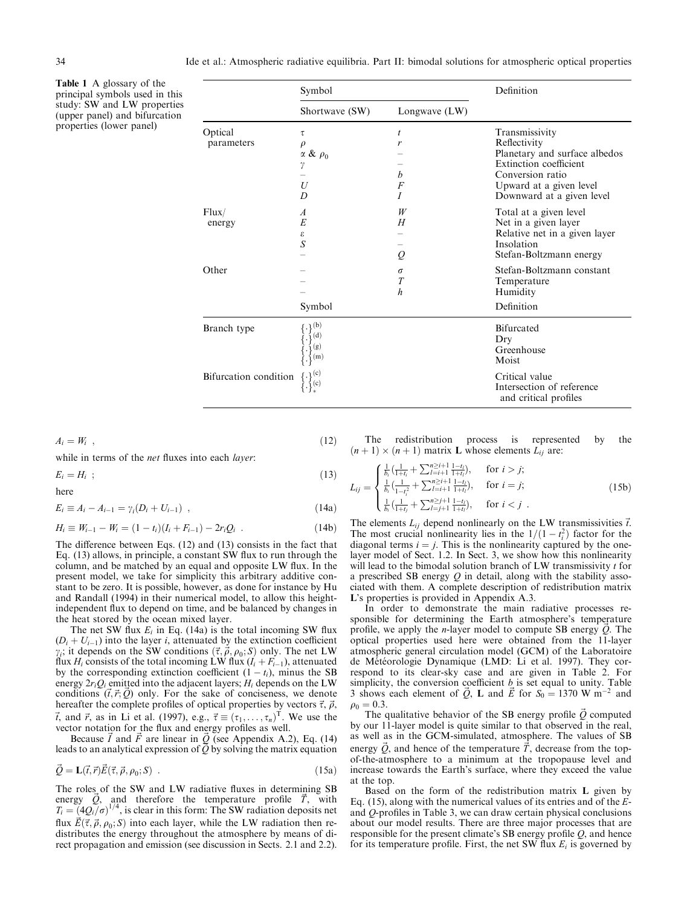**Table 1** A glossary of the principal symbols used in this study: SW and LW properties (upper panel) and bifurcation properties (lower panel)

| | Symbol | | Definition |
|---|---|---|---|
| | Shortwave (SW) | Longwave (LW) | |
| Optical parameters | $\tau$ | $t$ | Transmissivity |
| | $\rho$ | $r$ | Reflectivity |
| | $\alpha$ & $\rho_0$ | – | Planetary and surface albedos |
| | $\gamma$ | – | Extinction coefficient |
| | – | $b$ | Conversion ratio |
| | $U$ | $F$ | Upward at a given level |
| | $D$ | $I$ | Downward at a given level |
| Flux/ energy | $A$ | $W$ | Total at a given level |
| | $E$ | $H$ | Net in a given layer |
| | $\varepsilon$ | – | Relative net in a given layer |
| | $S$ | – | Insolation |
| | – | $Q$ | Stefan-Boltzmann energy |
| Other | – | $\sigma$ | Stefan-Boltzmann constant |
| | – | $T$ | Temperature |
| | – | $h$ | Humidity |
| | Symbol | | Definition |
| Branch type | $\{\cdot\}^{(b)}$ | | Bifurcated |
| | $\{\cdot\}^{(d)}$ | | Dry |
| | $\{\cdot\}^{(g)}$ | | Greenhouse |
| | $\{\cdot\}^{(m)}$ | | Moist |
| Bifurcation condition | $\{\cdot\}^{(c)}$ | | Critical value |
| | $\{\cdot\}^{(c)}_{*}$ | | Intersection of reference and critical profiles |

$$A_i = W_i \ , \tag{12}$$

while in terms of the *net* fluxes into each *layer*:

$$E_i = H_i \ ; \tag{13}$$

here

$$E_i \equiv A_i - A_{i-1} = \gamma_i(D_i + U_{i-1}) \ , \tag{14a}$$

$$H_i \equiv W_{i-1} - W_i = (1 - t_i)(I_i + F_{i-1}) - 2r_iQ_i \ . \tag{14b}$$

The difference between Eqs. (12) and (13) consists in the fact that Eq. (13) allows, in principle, a constant SW flux to run through the column, and be matched by an equal and opposite LW flux. In the present model, we take for simplicity this arbitrary additive constant to be zero. It is possible, however, as done for instance by Hu and Randall (1994) in their numerical model, to allow this height-independent flux to depend on time, and be balanced by changes in the heat stored by the ocean mixed layer.

The net SW flux $E_i$ in Eq. (14a) is the total incoming SW flux $(D_i + U_{i-1})$ into the layer $i$, attenuated by the extinction coefficient $\gamma_i$; it depends on the SW conditions $(\vec{\tau}, \vec{\rho}, \rho_0; S)$ only. The net LW flux $H_i$ consists of the total incoming LW flux $(I_i + F_{i-1})$, attenuated by the corresponding extinction coefficient $(1 - t_i)$, minus the SB energy $2r_iQ_i$ emitted into the adjacent layers; $H_i$ depends on the LW conditions $(\vec{t}, \vec{r}; \vec{Q})$ only. For the sake of conciseness, we denote hereafter the complete profiles of optical properties by vectors $\vec{\tau}$, $\vec{\rho}$, $\vec{t}$, and $\vec{r}$, as in Li et al. (1997), e.g., $\vec{\tau} \equiv (\tau_1, \ldots, \tau_n)^{\mathrm{T}}$. We use the vector notation for the flux and energy profiles as well.

Because $\vec{I}$ and $\vec{F}$ are linear in $\vec{Q}$ (see Appendix A.2), Eq. (14) leads to an analytical expression of $\vec{Q}$ by solving the matrix equation

$$\vec{Q} = \mathbf{L}(\vec{t}, \vec{r})\vec{E}(\vec{\tau}, \vec{\rho}, \rho_0; S) \ . \tag{15a}$$

The roles of the SW and LW radiative fluxes in determining SB energy $\vec{Q}$, and therefore the temperature profile $\vec{T}$, with $T_i = (4Q_i/\sigma)^{1/4}$, is clear in this form: The SW radiation deposits net flux $\vec{E}(\vec{\tau}, \vec{\rho}, \rho_0; S)$ into each layer, while the LW radiation then redistributes the energy throughout the atmosphere by means of direct propagation and emission (see discussion in Sects. 2.1 and 2.2).

The redistribution process is represented by the $(n+1) \times (n+1)$ matrix $\mathbf{L}$ whose elements $L_{ij}$ are:

$$L_{ij} = \begin{cases} \frac{1}{b_i}\left(\frac{1}{1+t_i} + \sum_{l=i+1}^{n \geq i+1} \frac{1-t_l}{1+t_l}\right), & \text{for } i > j; \\ \frac{1}{b_i}\left(\frac{1}{1-t_i^2} + \sum_{l=i+1}^{n \geq i+1} \frac{1-t_l}{1+t_l}\right), & \text{for } i = j; \\ \frac{1}{b_i}\left(\frac{1}{1+t_j} + \sum_{l=j+1}^{n \geq j+1} \frac{1-t_l}{1+t_l}\right), & \text{for } i < j \ . \end{cases} \tag{15b}$$

The elements $L_{ij}$ depend nonlinearly on the LW transmissivities $\vec{t}$. The most crucial nonlinearity lies in the $1/(1 - t_i^2)$ factor for the diagonal terms $i = j$. This is the nonlinearity captured by the one-layer model of Sect. 1.2. In Sect. 3, we show how this nonlinearity will lead to the bimodal solution branch of LW transmissivity $t$ for a prescribed SB energy $Q$ in detail, along with the stability associated with them. A complete description of redistribution matrix $\mathbf{L}$'s properties is provided in Appendix A.3.

In order to demonstrate the main radiative processes responsible for determining the Earth atmosphere's temperature profile, we apply the $n$-layer model to compute SB energy $\vec{Q}$. The optical properties used here were obtained from the 11-layer atmospheric general circulation model (GCM) of the Laboratoire de Météorologie Dynamique (LMD: Li et al. 1997). They correspond to its clear-sky case and are given in Table 2. For simplicity, the conversion coefficient $b$ is set equal to unity. Table 3 shows each element of $\vec{Q}$, $\mathbf{L}$ and $\vec{E}$ for $S_0 = 1370$ W m$^{-2}$ and $\rho_0 = 0.3$.

The qualitative behavior of the SB energy profile $\vec{Q}$ computed by our 11-layer model is quite similar to that observed in the real, as well as in the GCM-simulated, atmosphere. The values of SB energy $\vec{Q}$, and hence of the temperature $\vec{T}$, decrease from the top-of-the-atmosphere to a minimum at the tropopause level and increase towards the Earth's surface, where they exceed the value at the top.

Based on the form of the redistribution matrix $\mathbf{L}$ given by Eq. (15), along with the numerical values of its entries and of the $E$- and $Q$-profiles in Table 3, we can draw certain physical conclusions about our model results. There are three major processes that are responsible for the present climate's SB energy profile $Q$, and hence for its temperature profile. First, the net SW flux $E_i$ is governed by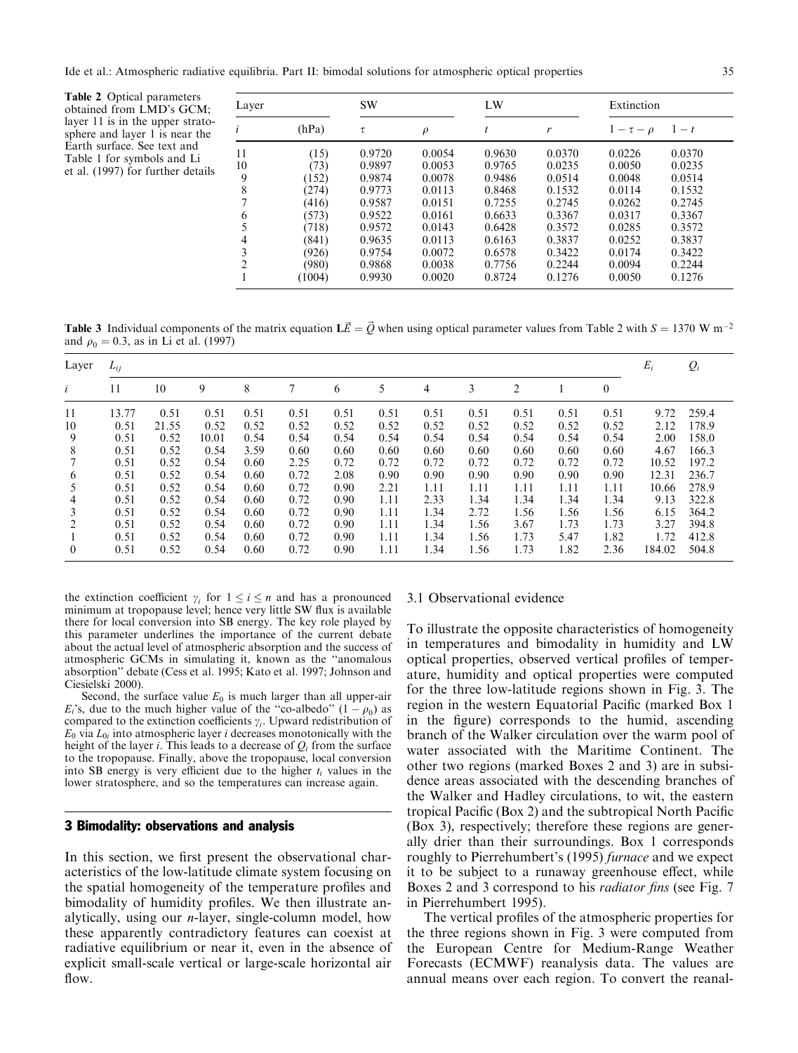**Table 2** Optical parameters obtained from LMD's GCM; layer 11 is in the upper stratosphere and layer 1 is near the Earth surface. See text and Table 1 for symbols and Li et al. (1997) for further details

| Layer | | SW | | LW | | Extinction | |
|---|---|---|---|---|---|---|---|
| $i$ | (hPa) | $\tau$ | $\rho$ | $t$ | $r$ | $1-\tau-\rho$ | $1-t$ |
| 11 | (15) | 0.9720 | 0.0054 | 0.9630 | 0.0370 | 0.0226 | 0.0370 |
| 10 | (73) | 0.9897 | 0.0053 | 0.9765 | 0.0235 | 0.0050 | 0.0235 |
| 9 | (152) | 0.9874 | 0.0078 | 0.9486 | 0.0514 | 0.0048 | 0.0514 |
| 8 | (274) | 0.9773 | 0.0113 | 0.8468 | 0.1532 | 0.0114 | 0.1532 |
| 7 | (416) | 0.9587 | 0.0151 | 0.7255 | 0.2745 | 0.0262 | 0.2745 |
| 6 | (573) | 0.9522 | 0.0161 | 0.6633 | 0.3367 | 0.0317 | 0.3367 |
| 5 | (718) | 0.9572 | 0.0143 | 0.6428 | 0.3572 | 0.0285 | 0.3572 |
| 4 | (841) | 0.9635 | 0.0113 | 0.6163 | 0.3837 | 0.0252 | 0.3837 |
| 3 | (926) | 0.9754 | 0.0072 | 0.6578 | 0.3422 | 0.0174 | 0.3422 |
| 2 | (980) | 0.9868 | 0.0038 | 0.7756 | 0.2244 | 0.0094 | 0.2244 |
| 1 | (1004) | 0.9930 | 0.0020 | 0.8724 | 0.1276 | 0.0050 | 0.1276 |

**Table 3** Individual components of the matrix equation $\mathbf{L}\vec{E} = \vec{Q}$ when using optical parameter values from Table 2 with $S = 1370$ W m$^{-2}$ and $\rho_0 = 0.3$, as in Li et al. (1997)

| Layer | $L_{ij}$ | | | | | | | | | | | | $E_i$ | $Q_i$ |
|---|---|---|---|---|---|---|---|---|---|---|---|---|---|---|
| $i$ | 11 | 10 | 9 | 8 | 7 | 6 | 5 | 4 | 3 | 2 | 1 | 0 | | |
| 11 | 13.77 | 0.51 | 0.51 | 0.51 | 0.51 | 0.51 | 0.51 | 0.51 | 0.51 | 0.51 | 0.51 | 0.51 | 9.72 | 259.4 |
| 10 | 0.51 | 21.55 | 0.52 | 0.52 | 0.52 | 0.52 | 0.52 | 0.52 | 0.52 | 0.52 | 0.52 | 0.52 | 2.12 | 178.9 |
| 9 | 0.51 | 0.52 | 10.01 | 0.54 | 0.54 | 0.54 | 0.54 | 0.54 | 0.54 | 0.54 | 0.54 | 0.54 | 2.00 | 158.0 |
| 8 | 0.51 | 0.52 | 0.54 | 3.59 | 0.60 | 0.60 | 0.60 | 0.60 | 0.60 | 0.60 | 0.60 | 0.60 | 4.67 | 166.3 |
| 7 | 0.51 | 0.52 | 0.54 | 0.60 | 2.25 | 0.72 | 0.72 | 0.72 | 0.72 | 0.72 | 0.72 | 0.72 | 10.52 | 197.2 |
| 6 | 0.51 | 0.52 | 0.54 | 0.60 | 0.72 | 2.08 | 0.90 | 0.90 | 0.90 | 0.90 | 0.90 | 0.90 | 12.31 | 236.7 |
| 5 | 0.51 | 0.52 | 0.54 | 0.60 | 0.72 | 0.90 | 2.21 | 1.11 | 1.11 | 1.11 | 1.11 | 1.11 | 10.66 | 278.9 |
| 4 | 0.51 | 0.52 | 0.54 | 0.60 | 0.72 | 0.90 | 1.11 | 2.33 | 1.34 | 1.34 | 1.34 | 1.34 | 9.13 | 322.8 |
| 3 | 0.51 | 0.52 | 0.54 | 0.60 | 0.72 | 0.90 | 1.11 | 1.34 | 2.72 | 1.56 | 1.56 | 1.56 | 6.15 | 364.2 |
| 2 | 0.51 | 0.52 | 0.54 | 0.60 | 0.72 | 0.90 | 1.11 | 1.34 | 1.56 | 3.67 | 1.73 | 1.73 | 3.27 | 394.8 |
| 1 | 0.51 | 0.52 | 0.54 | 0.60 | 0.72 | 0.90 | 1.11 | 1.34 | 1.56 | 1.73 | 5.47 | 1.82 | 1.72 | 412.8 |
| 0 | 0.51 | 0.52 | 0.54 | 0.60 | 0.72 | 0.90 | 1.11 | 1.34 | 1.56 | 1.73 | 1.82 | 2.36 | 184.02 | 504.8 |

the extinction coefficient $\gamma_i$ for $1 \leq i \leq n$ and has a pronounced minimum at tropopause level; hence very little SW flux is available there for local conversion into SB energy. The key role played by this parameter underlines the importance of the current debate about the actual level of atmospheric absorption and the success of atmospheric GCMs in simulating it, known as the "anomalous absorption" debate (Cess et al. 1995; Kato et al. 1997; Johnson and Ciesielski 2000).

Second, the surface value $E_0$ is much larger than all upper-air $E_i$'s, due to the much higher value of the "co-albedo" $(1 - \rho_0)$ as compared to the extinction coefficients $\gamma_i$. Upward redistribution of $E_0$ via $L_{0i}$ into atmospheric layer $i$ decreases monotonically with the height of the layer $i$. This leads to a decrease of $Q_i$ from the surface to the tropopause. Finally, above the tropopause, local conversion into SB energy is very efficient due to the higher $t_i$ values in the lower stratosphere, and so the temperatures can increase again.

## 3 Bimodality: observations and analysis

In this section, we first present the observational characteristics of the low-latitude climate system focusing on the spatial homogeneity of the temperature profiles and bimodality of humidity profiles. We then illustrate analytically, using our $n$-layer, single-column model, how these apparently contradictory features can coexist at radiative equilibrium or near it, even in the absence of explicit small-scale vertical or large-scale horizontal air flow.

### 3.1 Observational evidence

To illustrate the opposite characteristics of homogeneity in temperatures and bimodality in humidity and LW optical properties, observed vertical profiles of temperature, humidity and optical properties were computed for the three low-latitude regions shown in Fig. 3. The region in the western Equatorial Pacific (marked Box 1 in the figure) corresponds to the humid, ascending branch of the Walker circulation over the warm pool of water associated with the Maritime Continent. The other two regions (marked Boxes 2 and 3) are in subsidence areas associated with the descending branches of the Walker and Hadley circulations, to wit, the eastern tropical Pacific (Box 2) and the subtropical North Pacific (Box 3), respectively; therefore these regions are generally drier than their surroundings. Box 1 corresponds roughly to Pierrehumbert's (1995) *furnace* and we expect it to be subject to a runaway greenhouse effect, while Boxes 2 and 3 correspond to his *radiator fins* (see Fig. 7 in Pierrehumbert 1995).

The vertical profiles of the atmospheric properties for the three regions shown in Fig. 3 were computed from the European Centre for Medium-Range Weather Forecasts (ECMWF) reanalysis data. The values are annual means over each region. To convert the reanal-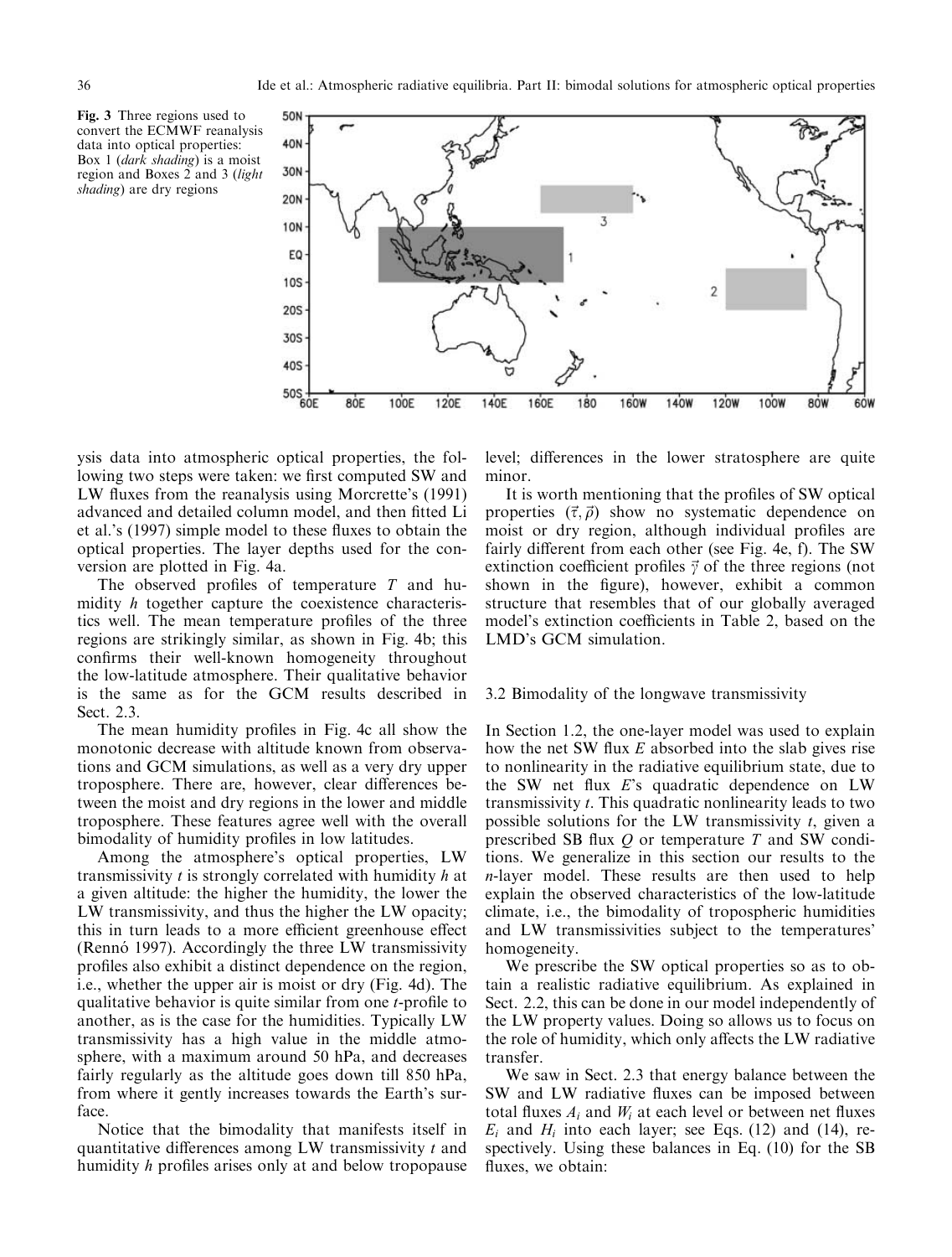Fig. 3 Three regions used to convert the ECMWF reanalysis data into optical properties: Box 1 (*dark shading*) is a moist region and Boxes 2 and 3 (*light shading*) are dry regions

ysis data into atmospheric optical properties, the following two steps were taken: we first computed SW and LW fluxes from the reanalysis using Morcrette's (1991) advanced and detailed column model, and then fitted Li et al.'s (1997) simple model to these fluxes to obtain the optical properties. The layer depths used for the conversion are plotted in Fig. 4a.

The observed profiles of temperature $T$ and humidity $h$ together capture the coexistence characteristics well. The mean temperature profiles of the three regions are strikingly similar, as shown in Fig. 4b; this confirms their well-known homogeneity throughout the low-latitude atmosphere. Their qualitative behavior is the same as for the GCM results described in Sect. 2.3.

The mean humidity profiles in Fig. 4c all show the monotonic decrease with altitude known from observations and GCM simulations, as well as a very dry upper troposphere. There are, however, clear differences between the moist and dry regions in the lower and middle troposphere. These features agree well with the overall bimodality of humidity profiles in low latitudes.

Among the atmosphere's optical properties, LW transmissivity $t$ is strongly correlated with humidity $h$ at a given altitude: the higher the humidity, the lower the LW transmissivity, and thus the higher the LW opacity; this in turn leads to a more efficient greenhouse effect (Rennó 1997). Accordingly the three LW transmissivity profiles also exhibit a distinct dependence on the region, i.e., whether the upper air is moist or dry (Fig. 4d). The qualitative behavior is quite similar from one $t$-profile to another, as is the case for the humidities. Typically LW transmissivity has a high value in the middle atmosphere, with a maximum around 50 hPa, and decreases fairly regularly as the altitude goes down till 850 hPa, from where it gently increases towards the Earth's surface.

Notice that the bimodality that manifests itself in quantitative differences among LW transmissivity $t$ and humidity $h$ profiles arises only at and below tropopause level; differences in the lower stratosphere are quite minor.

It is worth mentioning that the profiles of SW optical properties $(\vec{\tau}, \vec{\rho})$ show no systematic dependence on moist or dry region, although individual profiles are fairly different from each other (see Fig. 4e, f). The SW extinction coefficient profiles $\vec{\gamma}$ of the three regions (not shown in the figure), however, exhibit a common structure that resembles that of our globally averaged model's extinction coefficients in Table 2, based on the LMD's GCM simulation.

### 3.2 Bimodality of the longwave transmissivity

In Section 1.2, the one-layer model was used to explain how the net SW flux $E$ absorbed into the slab gives rise to nonlinearity in the radiative equilibrium state, due to the SW net flux $E$'s quadratic dependence on LW transmissivity $t$. This quadratic nonlinearity leads to two possible solutions for the LW transmissivity $t$, given a prescribed SB flux $Q$ or temperature $T$ and SW conditions. We generalize in this section our results to the $n$-layer model. These results are then used to help explain the observed characteristics of the low-latitude climate, i.e., the bimodality of tropospheric humidities and LW transmissivities subject to the temperatures' homogeneity.

We prescribe the SW optical properties so as to obtain a realistic radiative equilibrium. As explained in Sect. 2.2, this can be done in our model independently of the LW property values. Doing so allows us to focus on the role of humidity, which only affects the LW radiative transfer.

We saw in Sect. 2.3 that energy balance between the SW and LW radiative fluxes can be imposed between total fluxes $A_i$ and $W_i$ at each level or between net fluxes $E_i$ and $H_i$ into each layer; see Eqs. (12) and (14), respectively. Using these balances in Eq. (10) for the SB fluxes, we obtain: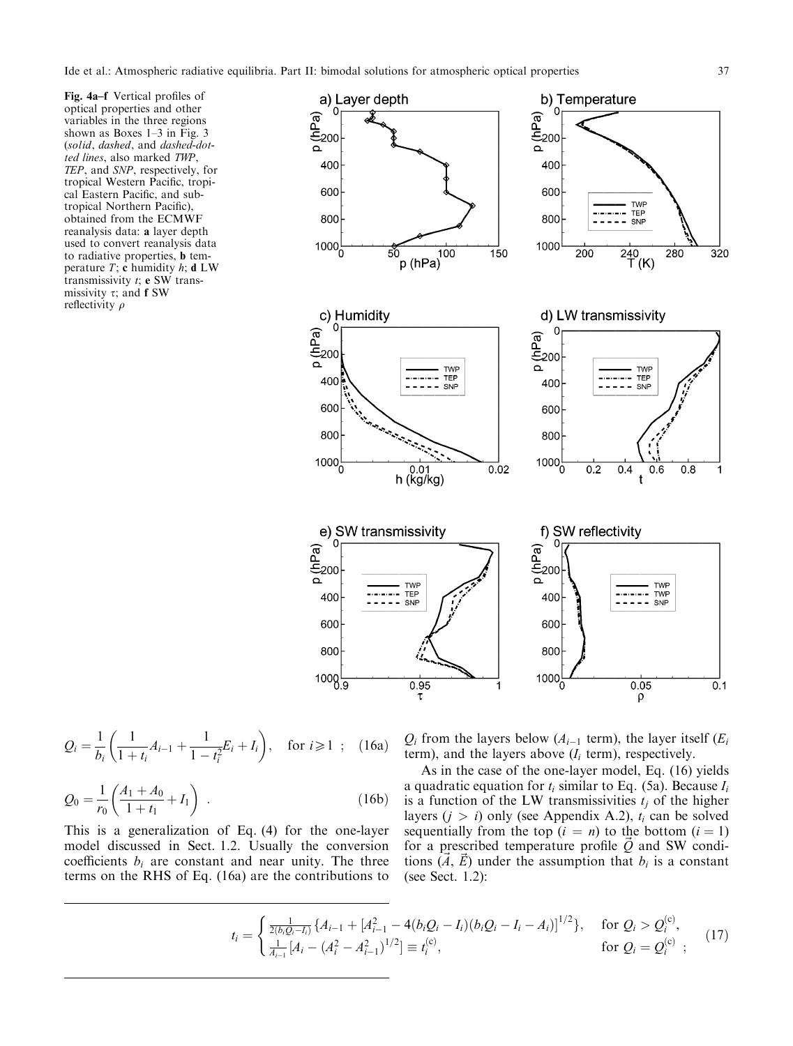**Fig. 4a–f** Vertical profiles of optical properties and other variables in the three regions shown as Boxes 1–3 in Fig. 3 (*solid*, *dashed*, and *dashed-dotted lines*, also marked *TWP*, *TEP*, and *SNP*, respectively, for tropical Western Pacific, tropical Eastern Pacific, and subtropical Northern Pacific), obtained from the ECMWF reanalysis data: **a** layer depth used to convert reanalysis data to radiative properties, **b** temperature $T$; **c** humidity $h$; **d** LW transmissivity $t$; **e** SW transmissivity $\tau$; and **f** SW reflectivity $\rho$

$$Q_i = \frac{1}{b_i}\left(\frac{1}{1+t_i}A_{i-1} + \frac{1}{1-t_i^2}E_i + I_i\right), \quad \text{for } i \geqslant 1 \ ; \quad \text{(16a)}$$

$$Q_0 = \frac{1}{r_0}\left(\frac{A_1 + A_0}{1+t_1} + I_1\right) \ . \quad \text{(16b)}$$

This is a generalization of Eq. (4) for the one-layer model discussed in Sect. 1.2. Usually the conversion coefficients $b_i$ are constant and near unity. The three terms on the RHS of Eq. (16a) are the contributions to $Q_i$ from the layers below ($A_{i-1}$ term), the layer itself ($E_i$ term), and the layers above ($I_i$ term), respectively.

As in the case of the one-layer model, Eq. (16) yields a quadratic equation for $t_i$ similar to Eq. (5a). Because $I_i$ is a function of the LW transmissivities $t_j$ of the higher layers ($j > i$) only (see Appendix A.2), $t_i$ can be solved sequentially from the top ($i = n$) to the bottom ($i = 1$) for a prescribed temperature profile $\vec{Q}$ and SW conditions ($\vec{A}$, $\vec{E}$) under the assumption that $b_i$ is a constant (see Sect. 1.2):

$$t_i = \begin{cases} \frac{1}{2(b_iQ_i - I_i)}\{A_{i-1} + [A_{i-1}^2 - 4(b_iQ_i - I_i)(b_iQ_i - I_i - A_i)]^{1/2}\}, & \text{for } Q_i > Q_i^{(c)}, \\ \frac{1}{A_{i-1}}[A_i - (A_i^2 - A_{i-1}^2)^{1/2}] \equiv t_i^{(c)}, & \text{for } Q_i = Q_i^{(c)} \ ; \end{cases} \quad (17)$$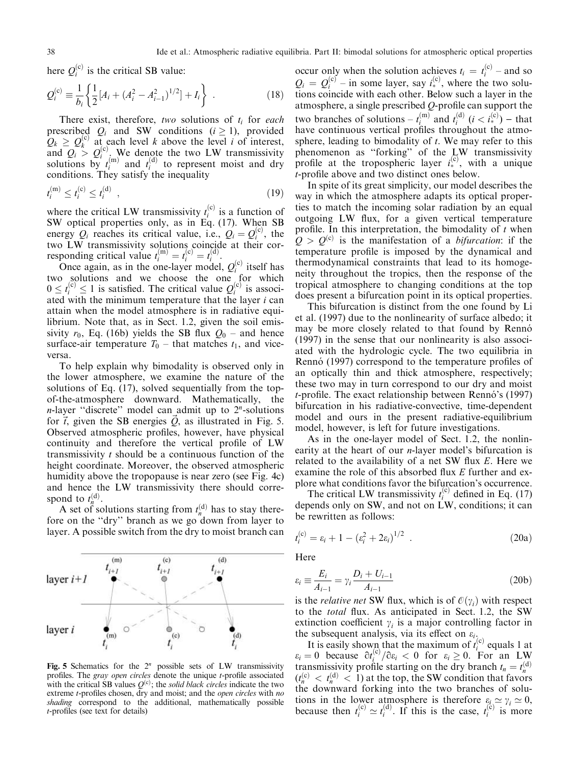here $Q_i^{(c)}$ is the critical SB value:

$$Q_i^{(c)} \equiv \frac{1}{b_i}\left\{\frac{1}{2}\left[A_i + (A_i^2 - A_{i-1}^2)^{1/2}\right] + I_i\right\} \ . \tag{18}$$

There exist, therefore, *two* solutions of $t_i$ for *each* prescribed $Q_i$ and SW conditions $(i \geq 1)$, provided $Q_k \geq Q_k^{(c)}$ at each level $k$ above the level $i$ of interest, and $Q_i > Q_i^{(c)}$. We denote the two LW transmissivity solutions by $t_i^{(m)}$ and $t_i^{(d)}$ to represent moist and dry conditions. They satisfy the inequality

$$t_i^{(m)} \leq t_i^{(c)} \leq t_i^{(d)} \ , \tag{19}$$

where the critical LW transmissivity $t_i^{(c)}$ is a function of SW optical properties only, as in Eq. (17). When SB energy $Q_i$ reaches its critical value, i.e., $Q_i = Q_i^{(c)}$, the two LW transmissivity solutions coincide at their corresponding critical value $t_i^{(m)} = t_i^{(c)} = t_i^{(d)}$.

Once again, as in the one-layer model, $Q_i^{(c)}$ itself has two solutions and we choose the one for which $0 \leq t_i^{(c)} \leq 1$ is satisfied. The critical value $Q_i^{(c)}$ is associated with the minimum temperature that the layer $i$ can attain when the model atmosphere is in radiative equilibrium. Note that, as in Sect. 1.2, given the soil emissivity $r_0$, Eq. (16b) yields the SB flux $Q_0$ – and hence surface-air temperature $T_0$ – that matches $t_1$, and vice-versa.

To help explain why bimodality is observed only in the lower atmosphere, we examine the nature of the solutions of Eq. (17), solved sequentially from the top-of-the-atmosphere downward. Mathematically, the $n$-layer "discrete" model can admit up to $2^n$-solutions for $\vec{t}$, given the SB energies $\vec{Q}$, as illustrated in Fig. 5. Observed atmospheric profiles, however, have physical continuity and therefore the vertical profile of LW transmissivity $t$ should be a continuous function of the height coordinate. Moreover, the observed atmospheric humidity above the tropopause is near zero (see Fig. 4c) and hence the LW transmissivity there should correspond to $t_n^{(d)}$.

A set of solutions starting from $t_n^{(d)}$ has to stay therefore on the "dry" branch as we go down from layer to layer. A possible switch from the dry to moist branch can occur only when the solution achieves $t_i = t_i^{(c)}$ – and so $Q_i = Q_i^{(c)}$ – in some layer, say $i_*^{(c)}$, where the two solutions coincide with each other. Below such a layer in the atmosphere, a single prescribed $Q$-profile can support the two branches of solutions – $t_i^{(m)}$ and $t_i^{(d)}$ $(i < i_*^{(c)})$ – that have continuous vertical profiles throughout the atmosphere, leading to bimodality of $t$. We may refer to this phenomenon as "forking" of the LW transmissivity profile at the tropospheric layer $i_*^{(c)}$, with a unique $t$-profile above and two distinct ones below.

**Fig. 5** Schematics for the $2^n$ possible sets of LW transmissivity profiles. The *gray open circles* denote the unique $t$-profile associated with the critical SB values $Q^{(c)}$; the *solid black circles* indicate the two extreme $t$-profiles chosen, dry and moist; and the *open circles* with *no shading* correspond to the additional, mathematically possible $t$-profiles (see text for details)

In spite of its great simplicity, our model describes the way in which the atmosphere adapts its optical properties to match the incoming solar radiation by an equal outgoing LW flux, for a given vertical temperature profile. In this interpretation, the bimodality of $t$ when $Q > Q^{(c)}$ is the manifestation of a *bifurcation*: if the temperature profile is imposed by the dynamical and thermodynamical constraints that lead to its homogeneity throughout the tropics, then the response of the tropical atmosphere to changing conditions at the top does present a bifurcation point in its optical properties.

This bifurcation is distinct from the one found by Li et al. (1997) due to the nonlinearity of surface albedo; it may be more closely related to that found by Rennó (1997) in the sense that our nonlinearity is also associated with the hydrologic cycle. The two equilibria in Rennó (1997) correspond to the temperature profiles of an optically thin and thick atmosphere, respectively; these two may in turn correspond to our dry and moist $t$-profile. The exact relationship between Rennó's (1997) bifurcation in his radiative-convective, time-dependent model and ours in the present radiative-equilibrium model, however, is left for future investigations.

As in the one-layer model of Sect. 1.2, the nonlinearity at the heart of our $n$-layer model's bifurcation is related to the availability of a net SW flux $E$. Here we examine the role of this absorbed flux $E$ further and explore what conditions favor the bifurcation's occurrence.

The critical LW transmissivity $t_i^{(c)}$ defined in Eq. (17) depends only on SW, and not on LW, conditions; it can be rewritten as follows:

$$t_i^{(c)} = \varepsilon_i + 1 - (\varepsilon_i^2 + 2\varepsilon_i)^{1/2} \ . \tag{20a}$$

Here

$$\varepsilon_i \equiv \frac{E_i}{A_{i-1}} = \gamma_i \frac{D_i + U_{i-1}}{A_{i-1}} \tag{20b}$$

is the *relative net* SW flux, which is of $\mathcal{O}(\gamma_i)$ with respect to the *total* flux. As anticipated in Sect. 1.2, the SW extinction coefficient $\gamma_i$ is a major controlling factor in the subsequent analysis, via its effect on $\varepsilon_i$.

It is easily shown that the maximum of $t_i^{(c)}$ equals 1 at $\varepsilon_i = 0$ because $\partial t_i^{(c)}/\partial \varepsilon_i < 0$ for $\varepsilon_i \geq 0$. For an LW transmissivity profile starting on the dry branch $t_n = t_n^{(d)}$ $(t_n^{(c)} < t_n^{(d)} < 1)$ at the top, the SW condition that favors the downward forking into the two branches of solutions in the lower atmosphere is therefore $\varepsilon_i \simeq \gamma_i \simeq 0$, because then $t_i^{(c)} \simeq t_i^{(d)}$. If this is the case, $t_i^{(c)}$ is more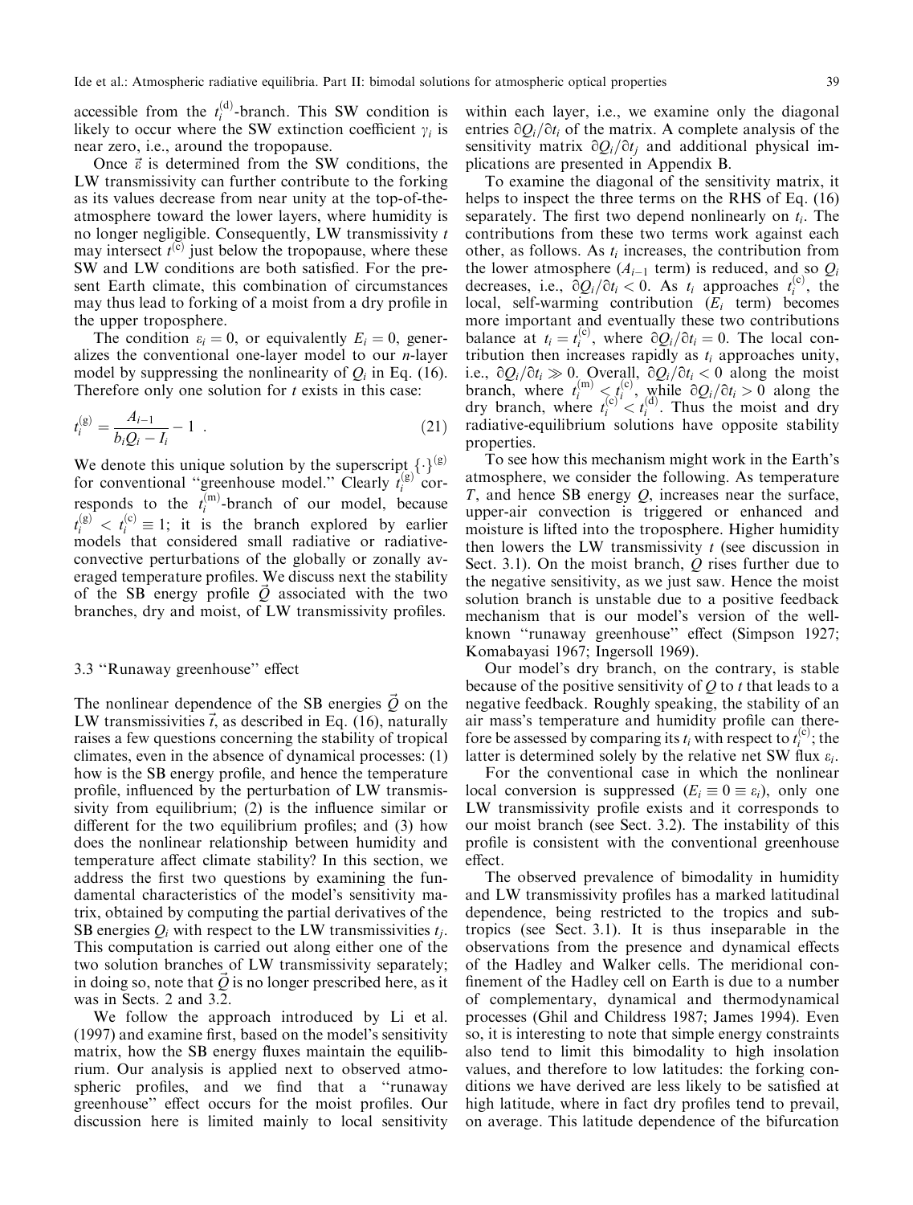accessible from the $t_i^{(d)}$-branch. This SW condition is likely to occur where the SW extinction coefficient $\gamma_i$ is near zero, i.e., around the tropopause.

Once $\vec{\varepsilon}$ is determined from the SW conditions, the LW transmissivity can further contribute to the forking as its values decrease from near unity at the top-of-the-atmosphere toward the lower layers, where humidity is no longer negligible. Consequently, LW transmissivity $t$ may intersect $t^{(c)}$ just below the tropopause, where these SW and LW conditions are both satisfied. For the present Earth climate, this combination of circumstances may thus lead to forking of a moist from a dry profile in the upper troposphere.

The condition $\varepsilon_i = 0$, or equivalently $E_i = 0$, generalizes the conventional one-layer model to our $n$-layer model by suppressing the nonlinearity of $Q_i$ in Eq. (16). Therefore only one solution for $t$ exists in this case:

$$t_i^{(g)} = \frac{A_{i-1}}{b_i Q_i - I_i} - 1 \ . \tag{21}$$

We denote this unique solution by the superscript $\{\cdot\}^{(g)}$ for conventional "greenhouse model." Clearly $t_i^{(g)}$ corresponds to the $t_i^{(m)}$-branch of our model, because $t_i^{(g)} < t_i^{(c)} \equiv 1$; it is the branch explored by earlier models that considered small radiative or radiative-convective perturbations of the globally or zonally averaged temperature profiles. We discuss next the stability of the SB energy profile $\vec{Q}$ associated with the two branches, dry and moist, of LW transmissivity profiles.

### 3.3 "Runaway greenhouse" effect

The nonlinear dependence of the SB energies $\vec{Q}$ on the LW transmissivities $\vec{t}$, as described in Eq. (16), naturally raises a few questions concerning the stability of tropical climates, even in the absence of dynamical processes: (1) how is the SB energy profile, and hence the temperature profile, influenced by the perturbation of LW transmissivity from equilibrium; (2) is the influence similar or different for the two equilibrium profiles; and (3) how does the nonlinear relationship between humidity and temperature affect climate stability? In this section, we address the first two questions by examining the fundamental characteristics of the model's sensitivity matrix, obtained by computing the partial derivatives of the SB energies $Q_i$ with respect to the LW transmissivities $t_j$. This computation is carried out along either one of the two solution branches of LW transmissivity separately; in doing so, note that $\vec{Q}$ is no longer prescribed here, as it was in Sects. 2 and 3.2.

We follow the approach introduced by Li et al. (1997) and examine first, based on the model's sensitivity matrix, how the SB energy fluxes maintain the equilibrium. Our analysis is applied next to observed atmospheric profiles, and we find that a "runaway greenhouse" effect occurs for the moist profiles. Our discussion here is limited mainly to local sensitivity within each layer, i.e., we examine only the diagonal entries $\partial Q_i/\partial t_i$ of the matrix. A complete analysis of the sensitivity matrix $\partial Q_i/\partial t_j$ and additional physical implications are presented in Appendix B.

To examine the diagonal of the sensitivity matrix, it helps to inspect the three terms on the RHS of Eq. (16) separately. The first two depend nonlinearly on $t_i$. The contributions from these two terms work against each other, as follows. As $t_i$ increases, the contribution from the lower atmosphere ($A_{i-1}$ term) is reduced, and so $Q_i$ decreases, i.e., $\partial Q_i/\partial t_i < 0$. As $t_i$ approaches $t_i^{(c)}$, the local, self-warming contribution ($E_i$ term) becomes more important and eventually these two contributions balance at $t_i = t_i^{(c)}$, where $\partial Q_i/\partial t_i = 0$. The local contribution then increases rapidly as $t_i$ approaches unity, i.e., $\partial Q_i/\partial t_i \gg 0$. Overall, $\partial Q_i/\partial t_i < 0$ along the moist branch, where $t_i^{(m)} < t_i^{(c)}$, while $\partial Q_i/\partial t_i > 0$ along the dry branch, where $t_i^{(c)} < t_i^{(d)}$. Thus the moist and dry radiative-equilibrium solutions have opposite stability properties.

To see how this mechanism might work in the Earth's atmosphere, we consider the following. As temperature $T$, and hence SB energy $Q$, increases near the surface, upper-air convection is triggered or enhanced and moisture is lifted into the troposphere. Higher humidity then lowers the LW transmissivity $t$ (see discussion in Sect. 3.1). On the moist branch, $Q$ rises further due to the negative sensitivity, as we just saw. Hence the moist solution branch is unstable due to a positive feedback mechanism that is our model's version of the well-known "runaway greenhouse" effect (Simpson 1927; Komabayasi 1967; Ingersoll 1969).

Our model's dry branch, on the contrary, is stable because of the positive sensitivity of $Q$ to $t$ that leads to a negative feedback. Roughly speaking, the stability of an air mass's temperature and humidity profile can therefore be assessed by comparing its $t_i$ with respect to $t_i^{(c)}$; the latter is determined solely by the relative net SW flux $\varepsilon_i$.

For the conventional case in which the nonlinear local conversion is suppressed ($E_i \equiv 0 \equiv \varepsilon_i$), only one LW transmissivity profile exists and it corresponds to our moist branch (see Sect. 3.2). The instability of this profile is consistent with the conventional greenhouse effect.

The observed prevalence of bimodality in humidity and LW transmissivity profiles has a marked latitudinal dependence, being restricted to the tropics and subtropics (see Sect. 3.1). It is thus inseparable in the observations from the presence and dynamical effects of the Hadley and Walker cells. The meridional confinement of the Hadley cell on Earth is due to a number of complementary, dynamical and thermodynamical processes (Ghil and Childress 1987; James 1994). Even so, it is interesting to note that simple energy constraints also tend to limit this bimodality to high insolation values, and therefore to low latitudes: the forking conditions we have derived are less likely to be satisfied at high latitude, where in fact dry profiles tend to prevail, on average. This latitude dependence of the bifurcation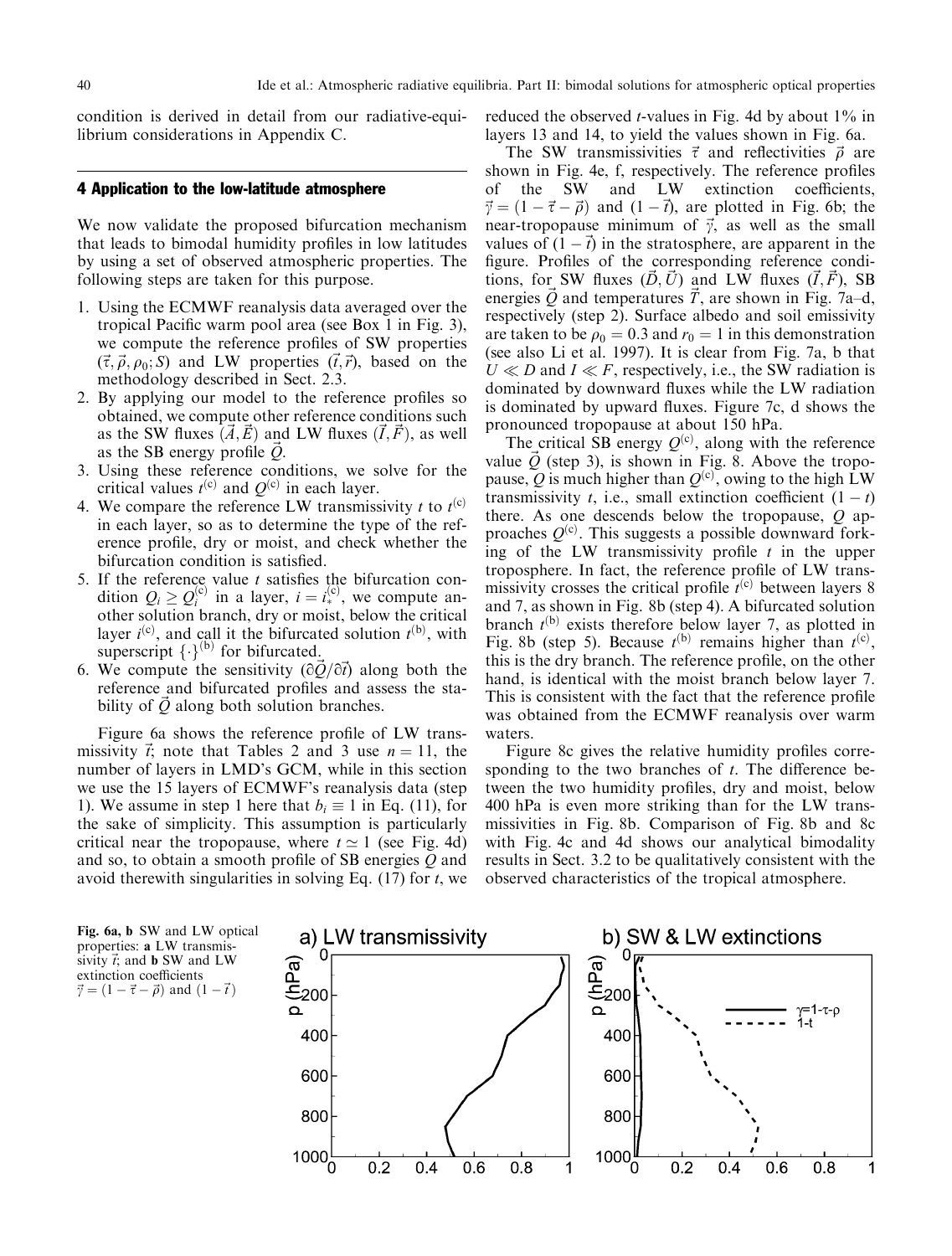condition is derived in detail from our radiative-equilibrium considerations in Appendix C.

## 4 Application to the low-latitude atmosphere

We now validate the proposed bifurcation mechanism that leads to bimodal humidity profiles in low latitudes by using a set of observed atmospheric properties. The following steps are taken for this purpose.

1. Using the ECMWF reanalysis data averaged over the tropical Pacific warm pool area (see Box 1 in Fig. 3), we compute the reference profiles of SW properties $(\vec{\tau}, \vec{\rho}, \rho_0; S)$ and LW properties $(\vec{t}, \vec{r})$, based on the methodology described in Sect. 2.3.
2. By applying our model to the reference profiles so obtained, we compute other reference conditions such as the SW fluxes $(\vec{A}, \vec{E})$ and LW fluxes $(\vec{I}, \vec{F})$, as well as the SB energy profile $\vec{Q}$.
3. Using these reference conditions, we solve for the critical values $t^{(c)}$ and $Q^{(c)}$ in each layer.
4. We compare the reference LW transmissivity $t$ to $t^{(c)}$ in each layer, so as to determine the type of the reference profile, dry or moist, and check whether the bifurcation condition is satisfied.
5. If the reference value $t$ satisfies the bifurcation condition $Q_i \geq Q_i^{(c)}$ in a layer, $i = i_*^{(c)}$, we compute another solution branch, dry or moist, below the critical layer $i^{(c)}$, and call it the bifurcated solution $t^{(b)}$, with superscript $\{\cdot\}^{(b)}$ for bifurcated.
6. We compute the sensitivity $(\partial\vec{Q}/\partial\vec{t})$ along both the reference and bifurcated profiles and assess the stability of $\vec{Q}$ along both solution branches.

Figure 6a shows the reference profile of LW transmissivity $\vec{t}$; note that Tables 2 and 3 use $n = 11$, the number of layers in LMD's GCM, while in this section we use the 15 layers of ECMWF's reanalysis data (step 1). We assume in step 1 here that $b_i \equiv 1$ in Eq. (11), for the sake of simplicity. This assumption is particularly critical near the tropopause, where $t \simeq 1$ (see Fig. 4d) and so, to obtain a smooth profile of SB energies $Q$ and avoid therewith singularities in solving Eq. (17) for $t$, we reduced the observed $t$-values in Fig. 4d by about 1% in layers 13 and 14, to yield the values shown in Fig. 6a.

The SW transmissivities $\vec{\tau}$ and reflectivities $\vec{\rho}$ are shown in Fig. 4e, f, respectively. The reference profiles of the SW and LW extinction coefficients, $\vec{\gamma} = (1 - \vec{\tau} - \vec{\rho})$ and $(1 - \vec{t})$, are plotted in Fig. 6b; the near-tropopause minimum of $\vec{\gamma}$, as well as the small values of $(1 - \vec{t})$ in the stratosphere, are apparent in the figure. Profiles of the corresponding reference conditions, for SW fluxes $(\vec{D}, \vec{U})$ and LW fluxes $(\vec{I}, \vec{F})$, SB energies $\vec{Q}$ and temperatures $\vec{T}$, are shown in Fig. 7a–d, respectively (step 2). Surface albedo and soil emissivity are taken to be $\rho_0 = 0.3$ and $r_0 = 1$ in this demonstration (see also Li et al. 1997). It is clear from Fig. 7a, b that $U \ll D$ and $I \ll F$, respectively, i.e., the SW radiation is dominated by downward fluxes while the LW radiation is dominated by upward fluxes. Figure 7c, d shows the pronounced tropopause at about 150 hPa.

The critical SB energy $Q^{(c)}$, along with the reference value $\vec{Q}$ (step 3), is shown in Fig. 8. Above the tropopause, $Q$ is much higher than $Q^{(c)}$, owing to the high LW transmissivity $t$, i.e., small extinction coefficient $(1 - t)$ there. As one descends below the tropopause, $Q$ approaches $Q^{(c)}$. This suggests a possible downward forking of the LW transmissivity profile $t$ in the upper troposphere. In fact, the reference profile of LW transmissivity crosses the critical profile $t^{(c)}$ between layers 8 and 7, as shown in Fig. 8b (step 4). A bifurcated solution branch $t^{(b)}$ exists therefore below layer 7, as plotted in Fig. 8b (step 5). Because $t^{(b)}$ remains higher than $t^{(c)}$, this is the dry branch. The reference profile, on the other hand, is identical with the moist branch below layer 7. This is consistent with the fact that the reference profile was obtained from the ECMWF reanalysis over warm waters.

Figure 8c gives the relative humidity profiles corresponding to the two branches of $t$. The difference between the two humidity profiles, dry and moist, below 400 hPa is even more striking than for the LW transmissivities in Fig. 8b. Comparison of Fig. 8b and 8c with Fig. 4c and 4d shows our analytical bimodality results in Sect. 3.2 to be qualitatively consistent with the observed characteristics of the tropical atmosphere.

**Fig. 6a, b** SW and LW optical properties: **a** LW transmissivity $\vec{t}$; and **b** SW and LW extinction coefficients $\vec{\gamma} = (1 - \vec{\tau} - \vec{\rho})$ and $(1 - \vec{t})$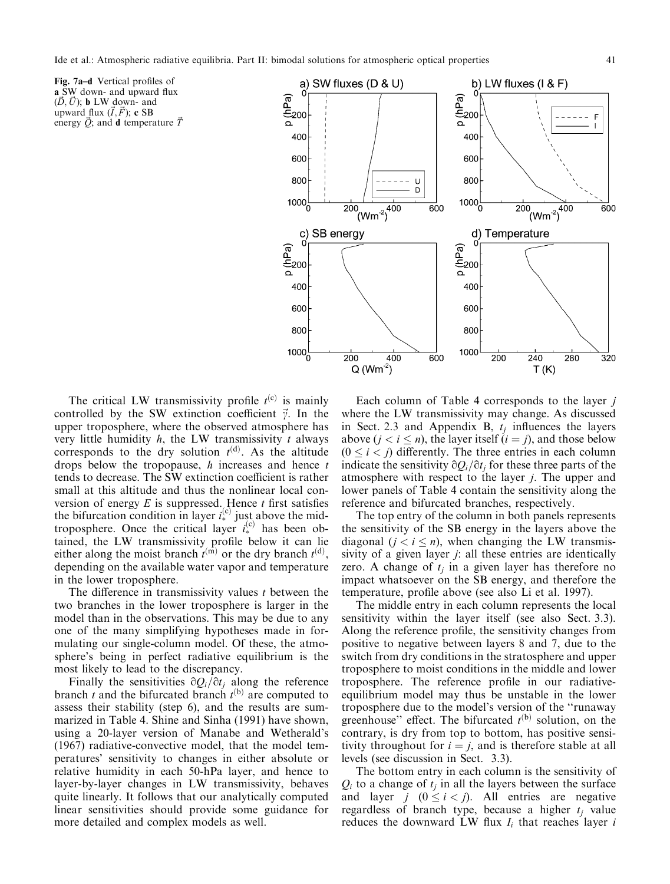Fig. 7a–d Vertical profiles of **a** SW down- and upward flux ($\vec{D}, \vec{U}$); **b** LW down- and upward flux ($\vec{I}, \vec{F}$); **c** SB energy $\vec{Q}$; and **d** temperature $\vec{T}$

The critical LW transmissivity profile $t^{(c)}$ is mainly controlled by the SW extinction coefficient $\vec{\gamma}$. In the upper troposphere, where the observed atmosphere has very little humidity $h$, the LW transmissivity $t$ always corresponds to the dry solution $t^{(d)}$. As the altitude drops below the tropopause, $h$ increases and hence $t$ tends to decrease. The SW extinction coefficient is rather small at this altitude and thus the nonlinear local conversion of energy $E$ is suppressed. Hence $t$ first satisfies the bifurcation condition in layer $i_*^{(c)}$ just above the mid-troposphere. Once the critical layer $i_*^{(c)}$ has been obtained, the LW transmissivity profile below it can lie either along the moist branch $t^{(m)}$ or the dry branch $t^{(d)}$, depending on the available water vapor and temperature in the lower troposphere.

The difference in transmissivity values $t$ between the two branches in the lower troposphere is larger in the model than in the observations. This may be due to any one of the many simplifying hypotheses made in formulating our single-column model. Of these, the atmosphere's being in perfect radiative equilibrium is the most likely to lead to the discrepancy.

Finally the sensitivities $\partial Q_i/\partial t_j$ along the reference branch $t$ and the bifurcated branch $t^{(b)}$ are computed to assess their stability (step 6), and the results are summarized in Table 4. Shine and Sinha (1991) have shown, using a 20-layer version of Manabe and Wetherald's (1967) radiative-convective model, that the model temperatures' sensitivity to changes in either absolute or relative humidity in each 50-hPa layer, and hence to layer-by-layer changes in LW transmissivity, behaves quite linearly. It follows that our analytically computed linear sensitivities should provide some guidance for more detailed and complex models as well.

Each column of Table 4 corresponds to the layer $j$ where the LW transmissivity may change. As discussed in Sect. 2.3 and Appendix B, $t_j$ influences the layers above ($j < i \leq n$), the layer itself ($i = j$), and those below ($0 \leq i < j$) differently. The three entries in each column indicate the sensitivity $\partial Q_i/\partial t_j$ for these three parts of the atmosphere with respect to the layer $j$. The upper and lower panels of Table 4 contain the sensitivity along the reference and bifurcated branches, respectively.

The top entry of the column in both panels represents the sensitivity of the SB energy in the layers above the diagonal ($j < i \leq n$), when changing the LW transmissivity of a given layer $j$: all these entries are identically zero. A change of $t_j$ in a given layer has therefore no impact whatsoever on the SB energy, and therefore the temperature, profile above (see also Li et al. 1997).

The middle entry in each column represents the local sensitivity within the layer itself (see also Sect. 3.3). Along the reference profile, the sensitivity changes from positive to negative between layers 8 and 7, due to the switch from dry conditions in the stratosphere and upper troposphere to moist conditions in the middle and lower troposphere. The reference profile in our radiative-equilibrium model may thus be unstable in the lower troposphere due to the model's version of the "runaway greenhouse" effect. The bifurcated $t^{(b)}$ solution, on the contrary, is dry from top to bottom, has positive sensitivity throughout for $i = j$, and is therefore stable at all levels (see discussion in Sect. 3.3).

The bottom entry in each column is the sensitivity of $Q_i$ to a change of $t_j$ in all the layers between the surface and layer $j$ ($0 \leq i < j$). All entries are negative regardless of branch type, because a higher $t_j$ value reduces the downward LW flux $I_i$ that reaches layer $i$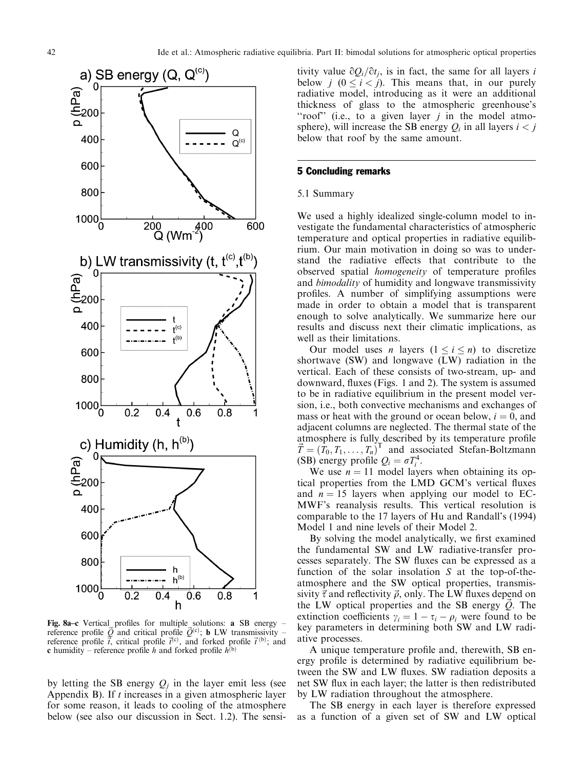Fig. 8a–c Vertical profiles for multiple solutions: **a** SB energy – reference profile $\vec{Q}$ and critical profile $\vec{Q}^{(c)}$; **b** LW transmissivity – reference profile $\vec{t}$, critical profile $\vec{t}^{(c)}$, and forked profile $\vec{t}^{(b)}$; and **c** humidity – reference profile $h$ and forked profile $h^{(b)}$

by letting the SB energy $Q_j$ in the layer emit less (see Appendix B). If $t$ increases in a given atmospheric layer for some reason, it leads to cooling of the atmosphere below (see also our discussion in Sect. 1.2). The sensitivity value $\partial Q_i / \partial t_j$, is in fact, the same for all layers $i$ below $j$ $(0 \leq i < j)$. This means that, in our purely radiative model, introducing as it were an additional thickness of glass to the atmospheric greenhouse's "roof" (i.e., to a given layer $j$ in the model atmosphere), will increase the SB energy $Q_i$ in all layers $i < j$ below that roof by the same amount.

## 5 Concluding remarks

### 5.1 Summary

We used a highly idealized single-column model to investigate the fundamental characteristics of atmospheric temperature and optical properties in radiative equilibrium. Our main motivation in doing so was to understand the radiative effects that contribute to the observed spatial *homogeneity* of temperature profiles and *bimodality* of humidity and longwave transmissivity profiles. A number of simplifying assumptions were made in order to obtain a model that is transparent enough to solve analytically. We summarize here our results and discuss next their climatic implications, as well as their limitations.

Our model uses $n$ layers $(1 \leq i \leq n)$ to discretize shortwave (SW) and longwave (LW) radiation in the vertical. Each of these consists of two-stream, up- and downward, fluxes (Figs. 1 and 2). The system is assumed to be in radiative equilibrium in the present model version, i.e., both convective mechanisms and exchanges of mass or heat with the ground or ocean below, $i = 0$, and adjacent columns are neglected. The thermal state of the atmosphere is fully described by its temperature profile $\vec{T} = (T_0, T_1, \ldots, T_n)^{\mathrm{T}}$ and associated Stefan-Boltzmann (SB) energy profile $Q_i = \sigma T_i^4$.

We use $n = 11$ model layers when obtaining its optical properties from the LMD GCM's vertical fluxes and $n = 15$ layers when applying our model to ECMWF's reanalysis results. This vertical resolution is comparable to the 17 layers of Hu and Randall's (1994) Model 1 and nine levels of their Model 2.

By solving the model analytically, we first examined the fundamental SW and LW radiative-transfer processes separately. The SW fluxes can be expressed as a function of the solar insolation $S$ at the top-of-the-atmosphere and the SW optical properties, transmissivity $\vec{\tau}$ and reflectivity $\vec{\rho}$, only. The LW fluxes depend on the LW optical properties and the SB energy $\vec{Q}$. The extinction coefficients $\gamma_i = 1 - \tau_i - \rho_i$ were found to be key parameters in determining both SW and LW radiative processes.

A unique temperature profile and, therewith, SB energy profile is determined by radiative equilibrium between the SW and LW fluxes. SW radiation deposits a net SW flux in each layer; the latter is then redistributed by LW radiation throughout the atmosphere.

The SB energy in each layer is therefore expressed as a function of a given set of SW and LW optical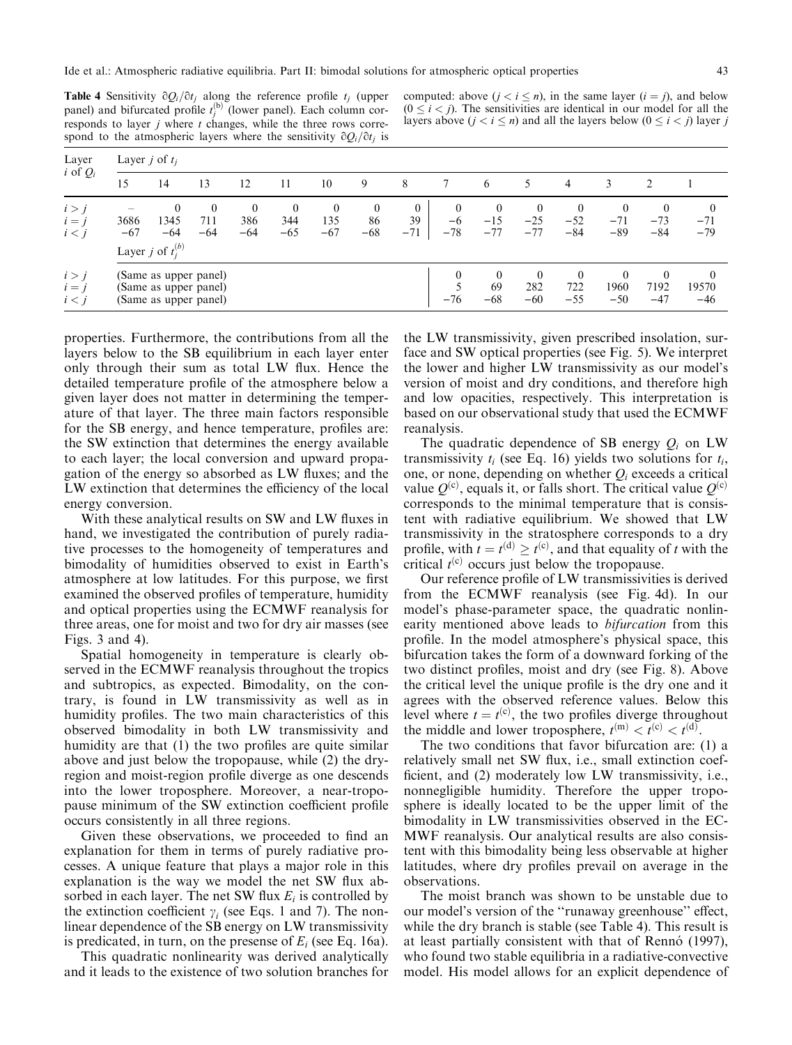**Table 4** Sensitivity $\partial Q_i/\partial t_j$ along the reference profile $t_j$ (upper panel) and bifurcated profile $t_j^{(b)}$ (lower panel). Each column corresponds to layer $j$ where $t$ changes, while the three rows correspond to the atmospheric layers where the sensitivity $\partial Q_i/\partial t_j$ is computed: above ($j < i \leq n$), in the same layer ($i = j$), and below ($0 \leq i < j$). The sensitivities are identical in our model for all the layers above ($j < i \leq n$) and all the layers below ($0 \leq i < j$) layer $j$

| Layer $i$ of $Q_i$ | Layer $j$ of $t_j$ | | | | | | | | | | | | | | |
|---|---|---|---|---|---|---|---|---|---|---|---|---|---|---|---|
| | 15 | 14 | 13 | 12 | 11 | 10 | 9 | 8 | 7 | 6 | 5 | 4 | 3 | 2 | 1 |
| $i > j$ | – | 0 | 0 | 0 | 0 | 0 | 0 | 0 | 0 | 0 | 0 | 0 | 0 | 0 | 0 |
| $i = j$ | 3686 | 1345 | 711 | 386 | 344 | 135 | 86 | 39 | −6 | −15 | −25 | −52 | −71 | −73 | −71 |
| $i < j$ | −67 | −64 | −64 | −64 | −65 | −67 | −68 | −71 | −78 | −77 | −77 | −84 | −89 | −84 | −79 |
| | Layer $j$ of $t_j^{(b)}$ | | | | | | | | | | | | | | |
| $i > j$ | (Same as upper panel) | | | | | | | | 0 | 0 | 0 | 0 | 0 | 0 | 0 |
| $i = j$ | (Same as upper panel) | | | | | | | | 5 | 69 | 282 | 722 | 1960 | 7192 | 19570 |
| $i < j$ | (Same as upper panel) | | | | | | | | −76 | −68 | −60 | −55 | −50 | −47 | −46 |

properties. Furthermore, the contributions from all the layers below to the SB equilibrium in each layer enter only through their sum as total LW flux. Hence the detailed temperature profile of the atmosphere below a given layer does not matter in determining the temperature of that layer. The three main factors responsible for the SB energy, and hence temperature, profiles are: the SW extinction that determines the energy available to each layer; the local conversion and upward propagation of the energy so absorbed as LW fluxes; and the LW extinction that determines the efficiency of the local energy conversion.

With these analytical results on SW and LW fluxes in hand, we investigated the contribution of purely radiative processes to the homogeneity of temperatures and bimodality of humidities observed to exist in Earth's atmosphere at low latitudes. For this purpose, we first examined the observed profiles of temperature, humidity and optical properties using the ECMWF reanalysis for three areas, one for moist and two for dry air masses (see Figs. 3 and 4).

Spatial homogeneity in temperature is clearly observed in the ECMWF reanalysis throughout the tropics and subtropics, as expected. Bimodality, on the contrary, is found in LW transmissivity as well as in humidity profiles. The two main characteristics of this observed bimodality in both LW transmissivity and humidity are that (1) the two profiles are quite similar above and just below the tropopause, while (2) the dry-region and moist-region profile diverge as one descends into the lower troposphere. Moreover, a near-tropopause minimum of the SW extinction coefficient profile occurs consistently in all three regions.

Given these observations, we proceeded to find an explanation for them in terms of purely radiative processes. A unique feature that plays a major role in this explanation is the way we model the net SW flux absorbed in each layer. The net SW flux $E_i$ is controlled by the extinction coefficient $\gamma_i$ (see Eqs. 1 and 7). The nonlinear dependence of the SB energy on LW transmissivity is predicated, in turn, on the presense of $E_i$ (see Eq. 16a).

This quadratic nonlinearity was derived analytically and it leads to the existence of two solution branches for the LW transmissivity, given prescribed insolation, surface and SW optical properties (see Fig. 5). We interpret the lower and higher LW transmissivity as our model's version of moist and dry conditions, and therefore high and low opacities, respectively. This interpretation is based on our observational study that used the ECMWF reanalysis.

The quadratic dependence of SB energy $Q_i$ on LW transmissivity $t_i$ (see Eq. 16) yields two solutions for $t_i$, one, or none, depending on whether $Q_i$ exceeds a critical value $Q^{(c)}$, equals it, or falls short. The critical value $Q^{(c)}$ corresponds to the minimal temperature that is consistent with radiative equilibrium. We showed that LW transmissivity in the stratosphere corresponds to a dry profile, with $t = t^{(d)} \geq t^{(c)}$, and that equality of $t$ with the critical $t^{(c)}$ occurs just below the tropopause.

Our reference profile of LW transmissivities is derived from the ECMWF reanalysis (see Fig. 4d). In our model's phase-parameter space, the quadratic nonlinearity mentioned above leads to *bifurcation* from this profile. In the model atmosphere's physical space, this bifurcation takes the form of a downward forking of the two distinct profiles, moist and dry (see Fig. 8). Above the critical level the unique profile is the dry one and it agrees with the observed reference values. Below this level where $t = t^{(c)}$, the two profiles diverge throughout the middle and lower troposphere, $t^{(m)} < t^{(c)} < t^{(d)}$.

The two conditions that favor bifurcation are: (1) a relatively small net SW flux, i.e., small extinction coefficient, and (2) moderately low LW transmissivity, i.e., nonnegligible humidity. Therefore the upper troposphere is ideally located to be the upper limit of the bimodality in LW transmissivities observed in the ECMWF reanalysis. Our analytical results are also consistent with this bimodality being less observable at higher latitudes, where dry profiles prevail on average in the observations.

The moist branch was shown to be unstable due to our model's version of the "runaway greenhouse" effect, while the dry branch is stable (see Table 4). This result is at least partially consistent with that of Rennó (1997), who found two stable equilibria in a radiative-convective model. His model allows for an explicit dependence of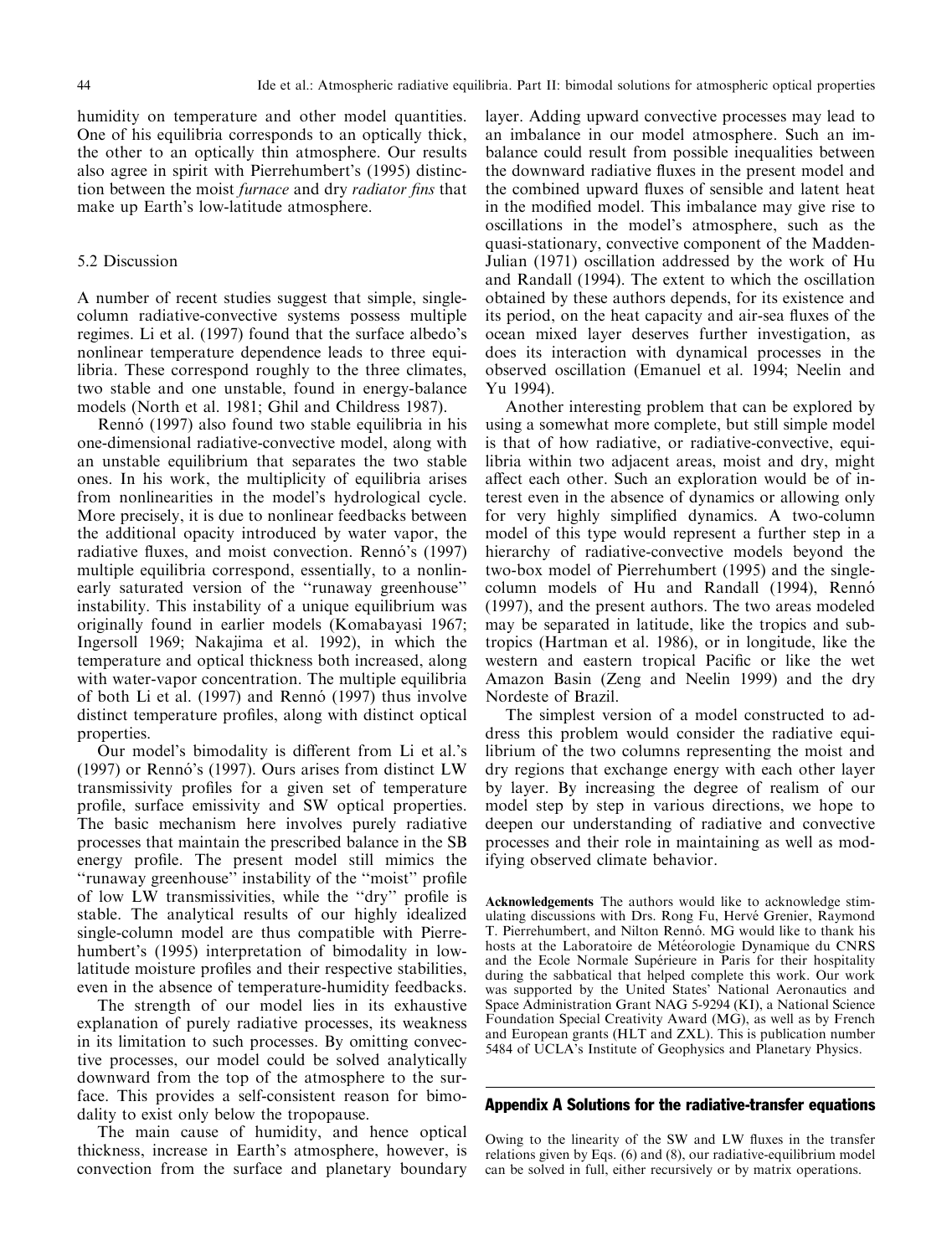humidity on temperature and other model quantities. One of his equilibria corresponds to an optically thick, the other to an optically thin atmosphere. Our results also agree in spirit with Pierrehumbert's (1995) distinction between the moist *furnace* and dry *radiator fins* that make up Earth's low-latitude atmosphere.

### 5.2 Discussion

A number of recent studies suggest that simple, single-column radiative-convective systems possess multiple regimes. Li et al. (1997) found that the surface albedo's nonlinear temperature dependence leads to three equilibria. These correspond roughly to the three climates, two stable and one unstable, found in energy-balance models (North et al. 1981; Ghil and Childress 1987).

Rennó (1997) also found two stable equilibria in his one-dimensional radiative-convective model, along with an unstable equilibrium that separates the two stable ones. In his work, the multiplicity of equilibria arises from nonlinearities in the model's hydrological cycle. More precisely, it is due to nonlinear feedbacks between the additional opacity introduced by water vapor, the radiative fluxes, and moist convection. Rennó's (1997) multiple equilibria correspond, essentially, to a nonlinearly saturated version of the "runaway greenhouse" instability. This instability of a unique equilibrium was originally found in earlier models (Komabayasi 1967; Ingersoll 1969; Nakajima et al. 1992), in which the temperature and optical thickness both increased, along with water-vapor concentration. The multiple equilibria of both Li et al. (1997) and Rennó (1997) thus involve distinct temperature profiles, along with distinct optical properties.

Our model's bimodality is different from Li et al.'s (1997) or Rennó's (1997). Ours arises from distinct LW transmissivity profiles for a given set of temperature profile, surface emissivity and SW optical properties. The basic mechanism here involves purely radiative processes that maintain the prescribed balance in the SB energy profile. The present model still mimics the "runaway greenhouse" instability of the "moist" profile of low LW transmissivities, while the "dry" profile is stable. The analytical results of our highly idealized single-column model are thus compatible with Pierrehumbert's (1995) interpretation of bimodality in low-latitude moisture profiles and their respective stabilities, even in the absence of temperature-humidity feedbacks.

The strength of our model lies in its exhaustive explanation of purely radiative processes, its weakness in its limitation to such processes. By omitting convective processes, our model could be solved analytically downward from the top of the atmosphere to the surface. This provides a self-consistent reason for bimodality to exist only below the tropopause.

The main cause of humidity, and hence optical thickness, increase in Earth's atmosphere, however, is convection from the surface and planetary boundary layer. Adding upward convective processes may lead to an imbalance in our model atmosphere. Such an imbalance could result from possible inequalities between the downward radiative fluxes in the present model and the combined upward fluxes of sensible and latent heat in the modified model. This imbalance may give rise to oscillations in the model's atmosphere, such as the quasi-stationary, convective component of the Madden-Julian (1971) oscillation addressed by the work of Hu and Randall (1994). The extent to which the oscillation obtained by these authors depends, for its existence and its period, on the heat capacity and air-sea fluxes of the ocean mixed layer deserves further investigation, as does its interaction with dynamical processes in the observed oscillation (Emanuel et al. 1994; Neelin and Yu 1994).

Another interesting problem that can be explored by using a somewhat more complete, but still simple model is that of how radiative, or radiative-convective, equilibria within two adjacent areas, moist and dry, might affect each other. Such an exploration would be of interest even in the absence of dynamics or allowing only for very highly simplified dynamics. A two-column model of this type would represent a further step in a hierarchy of radiative-convective models beyond the two-box model of Pierrehumbert (1995) and the single-column models of Hu and Randall (1994), Rennó (1997), and the present authors. The two areas modeled may be separated in latitude, like the tropics and subtropics (Hartman et al. 1986), or in longitude, like the western and eastern tropical Pacific or like the wet Amazon Basin (Zeng and Neelin 1999) and the dry Nordeste of Brazil.

The simplest version of a model constructed to address this problem would consider the radiative equilibrium of the two columns representing the moist and dry regions that exchange energy with each other layer by layer. By increasing the degree of realism of our model step by step in various directions, we hope to deepen our understanding of radiative and convective processes and their role in maintaining as well as modifying observed climate behavior.

**Acknowledgements** The authors would like to acknowledge stimulating discussions with Drs. Rong Fu, Hervé Grenier, Raymond T. Pierrehumbert, and Nilton Rennó. MG would like to thank his hosts at the Laboratoire de Météorologie Dynamique du CNRS and the Ecole Normale Supérieure in Paris for their hospitality during the sabbatical that helped complete this work. Our work was supported by the United States' National Aeronautics and Space Administration Grant NAG 5-9294 (KI), a National Science Foundation Special Creativity Award (MG), as well as by French and European grants (HLT and ZXL). This is publication number 5484 of UCLA's Institute of Geophysics and Planetary Physics.

## Appendix A Solutions for the radiative-transfer equations

Owing to the linearity of the SW and LW fluxes in the transfer relations given by Eqs. (6) and (8), our radiative-equilibrium model can be solved in full, either recursively or by matrix operations.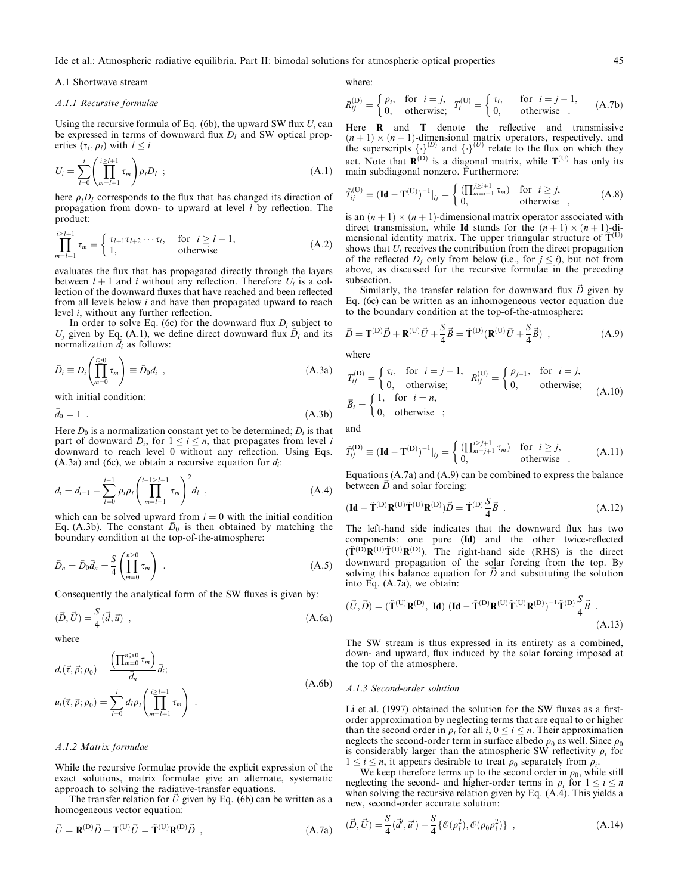### A.1 Shortwave stream

#### A.1.1 Recursive formulae

Using the recursive formula of Eq. (6b), the upward SW flux $U_i$ can be expressed in terms of downward flux $D_l$ and SW optical properties $(\tau_l, \rho_l)$ with $l \leq i$

$$U_i = \sum_{l=0}^{i} \left( \prod_{m=l+1}^{i \geq l+1} \tau_m \right) \rho_l D_l \ ; \tag{A.1}$$

here $\rho_l D_l$ corresponds to the flux that has changed its direction of propagation from down- to upward at level $l$ by reflection. The product:

$$\prod_{m=l+1}^{i \geq l+1} \tau_m \equiv \begin{cases} \tau_{l+1}\tau_{l+2}\cdots\tau_i, & \text{for } \ i \geq l+1, \\ 1, & \text{otherwise} \end{cases} \tag{A.2}$$

evaluates the flux that has propagated directly through the layers between $l+1$ and $i$ without any reflection. Therefore $U_i$ is a collection of the downward fluxes that have reached and been reflected from all levels below $i$ and have then propagated upward to reach level $i$, without any further reflection.

In order to solve Eq. (6c) for the downward flux $D_i$ subject to $U_j$ given by Eq. (A.1), we define direct downward flux $\bar{D}_i$ and its normalization $\bar{d}_i$ as follows:

$$\bar{D}_i \equiv D_i \left( \prod_{m=0}^{i \geq 0} \tau_m \right) \equiv \bar{D}_0 \bar{d}_i \ , \tag{A.3a}$$

with initial condition:

$$\bar{d}_0 = 1 \ . \tag{A.3b}$$

Here $\bar{D}_0$ is a normalization constant yet to be determined; $\bar{D}_i$ is that part of downward $D_i$, for $1 \leq i \leq n$, that propagates from level $i$ downward to reach level 0 without any reflection. Using Eqs. (A.3a) and (6c), we obtain a recursive equation for $\bar{d}_i$:

$$\bar{d}_i = \bar{d}_{i-1} - \sum_{l=0}^{i-1} \rho_i \rho_l \left( \prod_{m=l+1}^{i-1 \geq l+1} \tau_m \right)^2 \bar{d}_l \ , \tag{A.4}$$

which can be solved upward from $i = 0$ with the initial condition Eq. (A.3b). The constant $\bar{D}_0$ is then obtained by matching the boundary condition at the top-of-the-atmosphere:

$$\bar{D}_n = \bar{D}_0 \bar{d}_n = \frac{S}{4} \left( \prod_{m=0}^{n \geq 0} \tau_m \right) \ . \tag{A.5}$$

Consequently the analytical form of the SW fluxes is given by:

$$(\vec{D}, \vec{U}) = \frac{S}{4} (\vec{d}, \vec{u}) \ , \tag{A.6a}$$

where

$$\begin{aligned} d_i(\vec{\tau}, \vec{\rho}; \rho_0) &= \frac{\left( \prod_{m=0}^{n \geq 0} \tau_m \right)}{\bar{d}_n} \bar{d}_i; \\ u_i(\vec{\tau}, \vec{\rho}; \rho_0) &= \sum_{l=0}^{i} \bar{d}_l \rho_l \left( \prod_{m=l+1}^{i \geq l+1} \tau_m \right) \ . \end{aligned} \tag{A.6b}$$

#### A.1.2 Matrix formulae

While the recursive formulae provide the explicit expression of the exact solutions, matrix formulae give an alternate, systematic approach to solving the radiative-transfer equations.

The transfer relation for $\vec{U}$ given by Eq. (6b) can be written as a homogeneous vector equation:

$$\vec{U} = \mathbf{R}^{(\mathrm{D})} \vec{D} + \mathbf{T}^{(\mathrm{U})} \vec{U} = \tilde{\mathbf{T}}^{(\mathrm{U})} \mathbf{R}^{(\mathrm{D})} \vec{D} \ , \tag{A.7a}$$

where:

$$R_{ij}^{(\mathrm{D})} = \begin{cases} \rho_i, & \text{for } \ i = j, \\ 0, & \text{otherwise;} \end{cases} \quad T_{ij}^{(\mathrm{U})} = \begin{cases} \tau_i, & \text{for } \ i = j-1, \\ 0, & \text{otherwise} \ . \end{cases} \tag{A.7b}$$

Here $\mathbf{R}$ and $\mathbf{T}$ denote the reflective and transmissive $(n+1) \times (n+1)$-dimensional matrix operators, respectively, and the superscripts $\{\cdot\}^{(D)}$ and $\{\cdot\}^{(U)}$ relate to the flux on which they act. Note that $\mathbf{R}^{(\mathrm{D})}$ is a diagonal matrix, while $\mathbf{T}^{(\mathrm{U})}$ has only its main subdiagonal nonzero. Furthermore:

$$\tilde{T}_{ij}^{(\mathrm{U})} \equiv (\mathbf{Id} - \mathbf{T}^{(\mathrm{U})})^{-1}|_{ij} = \begin{cases} (\prod_{m=i+1}^{j \geq i+1} \tau_m) & \text{for } \ i \geq j, \\ 0, & \text{otherwise} \end{cases} , \tag{A.8}$$

is an $(n+1) \times (n+1)$-dimensional matrix operator associated with direct transmission, while $\mathbf{Id}$ stands for the $(n+1) \times (n+1)$-dimensional identity matrix. The upper triangular structure of $\tilde{\mathbf{T}}^{(\mathrm{U})}$ shows that $U_i$ receives the contribution from the direct propagation of the reflected $D_j$ only from below (i.e., for $j \leq i$), but not from above, as discussed for the recursive formulae in the preceding subsection.

Similarly, the transfer relation for downward flux $\vec{D}$ given by Eq. (6c) can be written as an inhomogeneous vector equation due to the boundary condition at the top-of-the-atmosphere:

$$\vec{D} = \mathbf{T}^{(\mathrm{D})} \vec{D} + \mathbf{R}^{(\mathrm{U})} \vec{U} + \frac{S}{4} \vec{B} = \tilde{\mathbf{T}}^{(\mathrm{D})} (\mathbf{R}^{(\mathrm{U})} \vec{U} + \frac{S}{4} \vec{B}) \ , \tag{A.9}$$

where

$$T_{ij}^{(\mathrm{D})} = \begin{cases} \tau_i, & \text{for } \ i = j+1, \\ 0, & \text{otherwise;} \end{cases} \quad R_{ij}^{(\mathrm{U})} = \begin{cases} \rho_{j-1}, & \text{for } \ i = j, \\ 0, & \text{otherwise;} \end{cases}$$
$$\vec{B}_i = \begin{cases} 1, & \text{for } \ i = n, \\ 0, & \text{otherwise} \ ; \end{cases} \tag{A.10}$$

and

$$\tilde{T}_{ij}^{(\mathrm{D})} \equiv (\mathbf{Id} - \mathbf{T}^{(\mathrm{D})})^{-1}|_{ij} = \begin{cases} (\prod_{m=j+1}^{i \geq j+1} \tau_m) & \text{for } \ i \geq j, \\ 0, & \text{otherwise} \ . \end{cases} \tag{A.11}$$

Equations (A.7a) and (A.9) can be combined to express the balance between $\vec{D}$ and solar forcing:

$$(\mathbf{Id} - \tilde{\mathbf{T}}^{(\mathrm{D})} \mathbf{R}^{(\mathrm{U})} \tilde{\mathbf{T}}^{(\mathrm{U})} \mathbf{R}^{(\mathrm{D})}) \vec{D} = \tilde{\mathbf{T}}^{(\mathrm{D})} \frac{S}{4} \vec{B} \ . \tag{A.12}$$

The left-hand side indicates that the downward flux has two components: one pure ($\mathbf{Id}$) and the other twice-reflected ($\tilde{\mathbf{T}}^{(\mathrm{D})} \mathbf{R}^{(\mathrm{U})} \tilde{\mathbf{T}}^{(\mathrm{U})} \mathbf{R}^{(\mathrm{D})}$). The right-hand side (RHS) is the direct downward propagation of the solar forcing from the top. By solving this balance equation for $\vec{D}$ and substituting the solution into Eq. (A.7a), we obtain:

$$(\vec{U}, \vec{D}) = (\tilde{\mathbf{T}}^{(\mathrm{U})} \mathbf{R}^{(\mathrm{D})}, \ \mathbf{Id}) \ (\mathbf{Id} - \tilde{\mathbf{T}}^{(\mathrm{D})} \mathbf{R}^{(\mathrm{U})} \tilde{\mathbf{T}}^{(\mathrm{U})} \mathbf{R}^{(\mathrm{D})})^{-1} \tilde{\mathbf{T}}^{(\mathrm{D})} \frac{S}{4} \vec{B} \ . \tag{A.13}$$

The SW stream is thus expressed in its entirety as a combined, down- and upward, flux induced by the solar forcing imposed at the top of the atmosphere.

#### A.1.3 Second-order solution

Li et al. (1997) obtained the solution for the SW fluxes as a first-order approximation by neglecting terms that are equal to or higher than the second order in $\rho_i$ for all $i$, $0 \leq i \leq n$. Their approximation neglects the second-order term in surface albedo $\rho_0$ as well. Since $\rho_0$ is considerably larger than the atmospheric SW reflectivity $\rho_i$ for $1 \leq i \leq n$, it appears desirable to treat $\rho_0$ separately from $\rho_i$.

We keep therefore terms up to the second order in $\rho_0$, while still neglecting the second- and higher-order terms in $\rho_i$ for $1 \leq i \leq n$ when solving the recursive relation given by Eq. (A.4). This yields a new, second-order accurate solution:

$$(\vec{D}, \vec{U}) = \frac{S}{4} (\vec{d}', \vec{u}') + \frac{S}{4} \{ \mathcal{O}(\rho_l^2), \mathcal{O}(\rho_0 \rho_l^2) \} \ , \tag{A.14}$$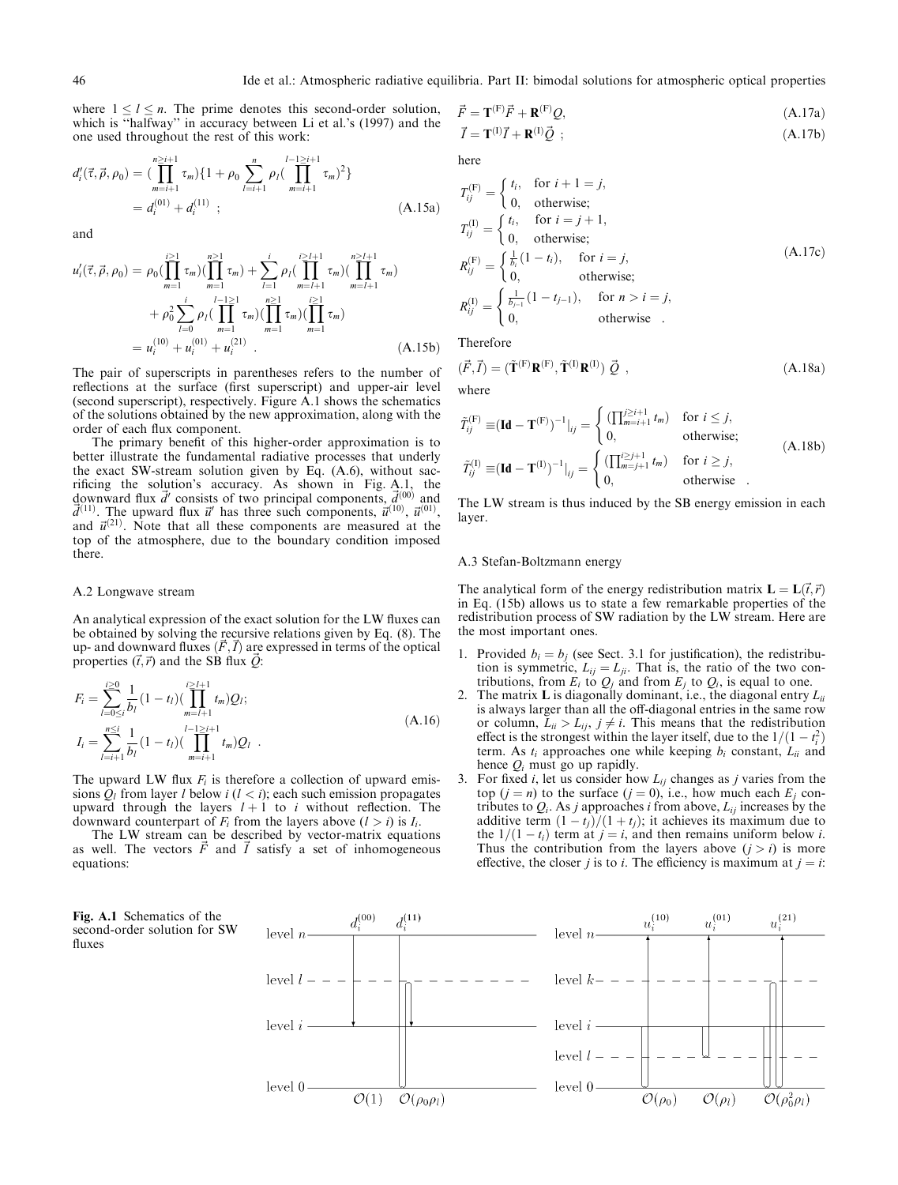where $1 \leq l \leq n$. The prime denotes this second-order solution, which is "halfway" in accuracy between Li et al.'s (1997) and the one used throughout the rest of this work:

$$d_i'(\vec{\tau}, \vec{\rho}, \rho_0) = (\prod_{m=i+1}^{n \geq i+1} \tau_m)\{1 + \rho_0 \sum_{l=i+1}^{n} \rho_l (\prod_{m=i+1}^{l-1 \geq i+1} \tau_m)^2\} = d_i^{(01)} + d_i^{(11)} \ ; \tag{A.15a}$$

and

$$u_i'(\vec{\tau}, \vec{\rho}, \rho_0) = \rho_0 (\prod_{m=1}^{i \geq 1} \tau_m)(\prod_{m=1}^{n \geq 1} \tau_m) + \sum_{l=1}^{i} \rho_l (\prod_{m=l+1}^{i \geq l+1} \tau_m)(\prod_{m=l+1}^{n \geq l+1} \tau_m) + \rho_0^2 \sum_{l=0}^{i} \rho_l (\prod_{m=1}^{l-1 \geq 1} \tau_m)(\prod_{m=1}^{n \geq 1} \tau_m)(\prod_{m=1}^{i \geq 1} \tau_m) = u_i^{(10)} + u_i^{(01)} + u_i^{(21)} \ . \tag{A.15b}$$

The pair of superscripts in parentheses refers to the number of reflections at the surface (first superscript) and upper-air level (second superscript), respectively. Figure A.1 shows the schematics of the solutions obtained by the new approximation, along with the order of each flux component.

The primary benefit of this higher-order approximation is to better illustrate the fundamental radiative processes that underly the exact SW-stream solution given by Eq. (A.6), without sacrificing the solution's accuracy. As shown in Fig. A.1, the downward flux $\vec{d}'$ consists of two principal components, $\vec{d}^{(00)}$ and $\vec{d}^{(11)}$. The upward flux $\vec{u}'$ has three such components, $\vec{u}^{(10)}$, $\vec{u}^{(01)}$, and $\vec{u}^{(21)}$. Note that all these components are measured at the top of the atmosphere, due to the boundary condition imposed there.

### A.2 Longwave stream

An analytical expression of the exact solution for the LW fluxes can be obtained by solving the recursive relations given by Eq. (8). The up- and downward fluxes $(\vec{F}, \vec{I})$ are expressed in terms of the optical properties $(\vec{t}, \vec{r})$ and the SB flux $\vec{Q}$:

$$F_i = \sum_{l=0 \leq i}^{i \geq 0} \frac{1}{b_l}(1 - t_l)(\prod_{m=l+1}^{i \geq l+1} t_m) Q_l;$$
$$I_i = \sum_{l=i+1}^{n \leq i} \frac{1}{b_l}(1 - t_l)(\prod_{m=i+1}^{l-1 \geq i+1} t_m) Q_l \ . \tag{A.16}$$

The upward LW flux $F_i$ is therefore a collection of upward emissions $Q_l$ from layer $l$ below $i$ $(l < i)$; each such emission propagates upward through the layers $l+1$ to $i$ without reflection. The downward counterpart of $F_i$ from the layers above $(l > i)$ is $I_i$.

The LW stream can be described by vector-matrix equations as well. The vectors $\vec{F}$ and $\vec{I}$ satisfy a set of inhomogeneous equations:

$$\vec{F} = \mathbf{T}^{(F)} \vec{F} + \mathbf{R}^{(F)} Q, \tag{A.17a}$$

$$\vec{I} = \mathbf{T}^{(I)} \vec{I} + \mathbf{R}^{(I)} \vec{Q} \ ; \tag{A.17b}$$

here

$$T_{ij}^{(F)} = \begin{cases} t_i, & \text{for } i+1 = j, \\ 0, & \text{otherwise;} \end{cases}$$
$$T_{ij}^{(I)} = \begin{cases} t_i, & \text{for } i = j+1, \\ 0, & \text{otherwise;} \end{cases}$$
$$R_{ij}^{(F)} = \begin{cases} \frac{1}{b_i}(1 - t_i), & \text{for } i = j, \\ 0, & \text{otherwise;} \end{cases}$$
$$R_{ij}^{(I)} = \begin{cases} \frac{1}{b_{j-1}}(1 - t_{j-1}), & \text{for } n > i = j, \\ 0, & \text{otherwise} \ . \end{cases} \tag{A.17c}$$

Therefore

$$(\vec{F}, \vec{I}) = (\tilde{\mathbf{T}}^{(F)} \mathbf{R}^{(F)}, \tilde{\mathbf{T}}^{(I)} \mathbf{R}^{(I)}) \ \vec{Q} \ , \tag{A.18a}$$

where

$$\tilde{T}_{ij}^{(F)} \equiv (\mathbf{Id} - \mathbf{T}^{(F)})^{-1}|_{ij} = \begin{cases} (\prod_{m=i+1}^{j \geq i+1} t_m) & \text{for } i \leq j, \\ 0, & \text{otherwise;} \end{cases}$$
$$\tilde{T}_{ij}^{(I)} \equiv (\mathbf{Id} - \mathbf{T}^{(I)})^{-1}|_{ij} = \begin{cases} (\prod_{m=j+1}^{i \geq j+1} t_m) & \text{for } i \geq j, \\ 0, & \text{otherwise} \ . \end{cases} \tag{A.18b}$$

The LW stream is thus induced by the SB energy emission in each layer.

### A.3 Stefan-Boltzmann energy

The analytical form of the energy redistribution matrix $\mathbf{L} = \mathbf{L}(\vec{t}, \vec{r})$ in Eq. (15b) allows us to state a few remarkable properties of the redistribution process of SW radiation by the LW stream. Here are the most important ones.

1. Provided $b_i = b_j$ (see Sect. 3.1 for justification), the redistribution is symmetric, $L_{ij} = L_{ji}$. That is, the ratio of the two contributions, from $E_i$ to $Q_j$ and from $E_j$ to $Q_i$, is equal to one.
2. The matrix $\mathbf{L}$ is diagonally dominant, i.e., the diagonal entry $L_{ii}$ is always larger than all the off-diagonal entries in the same row or column, $L_{ii} > L_{ij}$, $j \neq i$. This means that the redistribution effect is the strongest within the layer itself, due to the $1/(1 - t_i^2)$ term. As $t_i$ approaches one while keeping $b_i$ constant, $L_{ii}$ and hence $Q_i$ must go up rapidly.
3. For fixed $i$, let us consider how $L_{ij}$ changes as $j$ varies from the top $(j = n)$ to the surface $(j = 0)$, i.e., how much each $E_j$ contributes to $Q_i$. As $j$ approaches $i$ from above, $L_{ij}$ increases by the additive term $(1 - t_j)/(1 + t_j)$; it achieves its maximum due to the $1/(1 - t_i)$ term at $j = i$, and then remains uniform below $i$. Thus the contribution from the layers above $(j > i)$ is more effective, the closer $j$ is to $i$. The efficiency is maximum at $j = i$:

**Fig. A.1** Schematics of the second-order solution for SW fluxes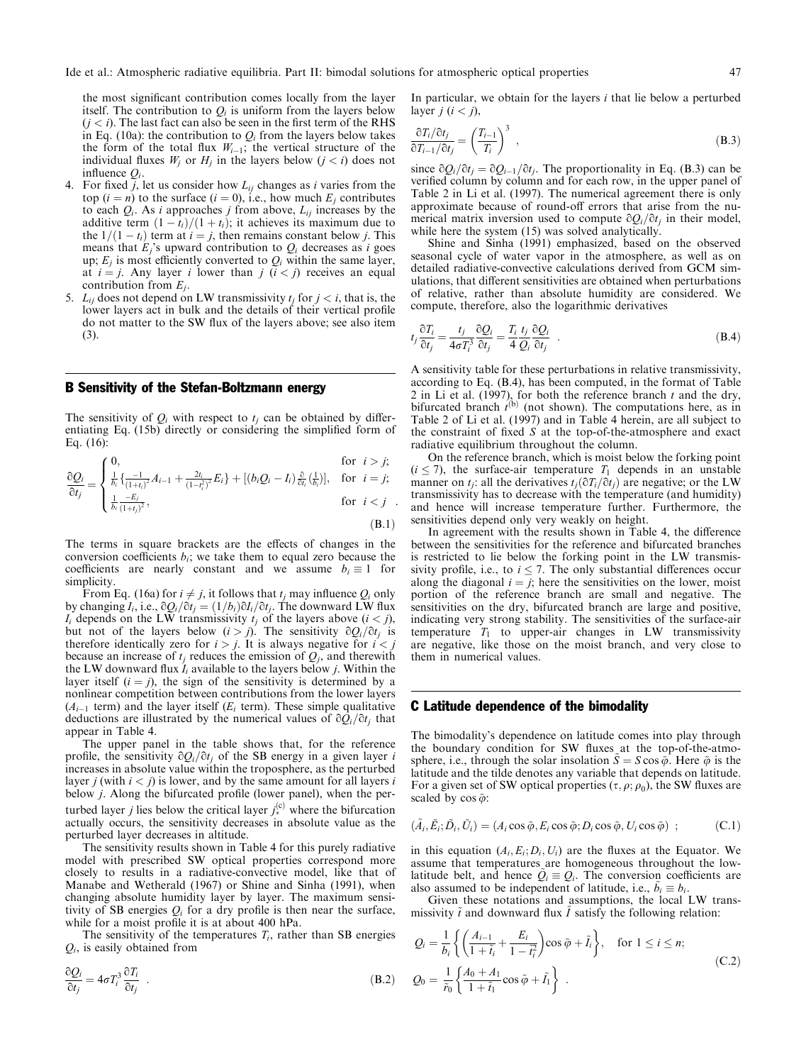the most significant contribution comes locally from the layer itself. The contribution to $Q_i$ is uniform from the layers below ($j < i$). The last fact can also be seen in the first term of the RHS in Eq. (10a): the contribution to $Q_i$ from the layers below takes the form of the total flux $W_{i-1}$; the vertical structure of the individual fluxes $W_j$ or $H_j$ in the layers below ($j < i$) does not influence $Q_i$.

4. For fixed $j$, let us consider how $L_{ij}$ changes as $i$ varies from the top ($i = n$) to the surface ($i = 0$), i.e., how much $E_j$ contributes to each $Q_i$. As $i$ approaches $j$ from above, $L_{ij}$ increases by the additive term $(1 - t_i)/(1 + t_i)$; it achieves its maximum due to the $1/(1 - t_i)$ term at $i = j$, then remains constant below $j$. This means that $E_j$'s upward contribution to $Q_i$ decreases as $i$ goes up; $E_j$ is most efficiently converted to $Q_i$ within the same layer, at $i = j$. Any layer $i$ lower than $j$ ($i < j$) receives an equal contribution from $E_j$.
5. $L_{ij}$ does not depend on LW transmissivity $t_j$ for $j < i$, that is, the lower layers act in bulk and the details of their vertical profile do not matter to the SW flux of the layers above; see also item (3).

## B Sensitivity of the Stefan-Boltzmann energy

The sensitivity of $Q_i$ with respect to $t_j$ can be obtained by differentiating Eq. (15b) directly or considering the simplified form of Eq. (16):

$$\frac{\partial Q_i}{\partial t_j} = \begin{cases} 0, & \text{for } i > j; \\ \frac{1}{b_i}\left\{\frac{-1}{(1+t_i)^2}A_{i-1} + \frac{2t_i}{(1-t_i^2)^2}E_i\right\} + \left[(b_i Q_i - I_i)\frac{\partial}{\partial t_i}\left(\frac{1}{b_i}\right)\right], & \text{for } i = j; \\ \frac{1}{b_i}\frac{-E_j}{(1+t_j)^2}, & \text{for } i < j \end{cases} \quad . \tag{B.1}$$

The terms in square brackets are the effects of changes in the conversion coefficients $b_i$; we take them to equal zero because the coefficients are nearly constant and we assume $b_i \equiv 1$ for simplicity.

From Eq. (16a) for $i \neq j$, it follows that $t_j$ may influence $Q_i$ only by changing $I_i$, i.e., $\partial Q_i/\partial t_j = (1/b_i)\partial I_i/\partial t_j$. The downward LW flux $I_i$ depends on the LW transmissivity $t_j$ of the layers above ($i < j$), but not of the layers below ($i > j$). The sensitivity $\partial Q_i/\partial t_j$ is therefore identically zero for $i > j$. It is always negative for $i < j$ because an increase of $t_j$ reduces the emission of $Q_j$, and therewith the LW downward flux $I_i$ available to the layers below $j$. Within the layer itself ($i = j$), the sign of the sensitivity is determined by a nonlinear competition between contributions from the lower layers ($A_{i-1}$ term) and the layer itself ($E_i$ term). These simple qualitative deductions are illustrated by the numerical values of $\partial Q_i/\partial t_j$ that appear in Table 4.

The upper panel in the table shows that, for the reference profile, the sensitivity $\partial Q_i/\partial t_j$ of the SB energy in a given layer $i$ increases in absolute value within the troposphere, as the perturbed layer $j$ (with $i < j$) is lower, and by the same amount for all layers $i$ below $j$. Along the bifurcated profile (lower panel), when the perturbed layer $j$ lies below the critical layer $j_*^{(c)}$ where the bifurcation actually occurs, the sensitivity decreases in absolute value as the perturbed layer decreases in altitude.

The sensitivity results shown in Table 4 for this purely radiative model with prescribed SW optical properties correspond more closely to results in a radiative-convective model, like that of Manabe and Wetherald (1967) or Shine and Sinha (1991), when changing absolute humidity layer by layer. The maximum sensitivity of SB energies $Q_i$ for a dry profile is then near the surface, while for a moist profile it is at about 400 hPa.

The sensitivity of the temperatures $T_i$, rather than SB energies $Q_i$, is easily obtained from

$$\frac{\partial Q_i}{\partial t_j} = 4\sigma T_i^3 \frac{\partial T_i}{\partial t_j} \quad . \tag{B.2}$$

In particular, we obtain for the layers $i$ that lie below a perturbed layer $j$ ($i < j$),

$$\frac{\partial T_i/\partial t_j}{\partial T_{i-1}/\partial t_j} = \left(\frac{T_{i-1}}{T_i}\right)^3 \quad , \tag{B.3}$$

since $\partial Q_i/\partial t_j = \partial Q_{i-1}/\partial t_j$. The proportionality in Eq. (B.3) can be verified column by column and for each row, in the upper panel of Table 2 in Li et al. (1997). The numerical agreement there is only approximate because of round-off errors that arise from the numerical matrix inversion used to compute $\partial Q_i/\partial t_j$ in their model, while here the system (15) was solved analytically.

Shine and Sinha (1991) emphasized, based on the observed seasonal cycle of water vapor in the atmosphere, as well as on detailed radiative-convective calculations derived from GCM simulations, that different sensitivities are obtained when perturbations of relative, rather than absolute humidity are considered. We compute, therefore, also the logarithmic derivatives

$$t_j \frac{\partial T_i}{\partial t_j} = \frac{t_j}{4\sigma T_i^3}\frac{\partial Q_i}{\partial t_j} = \frac{T_i}{4}\frac{t_j}{Q_i}\frac{\partial Q_i}{\partial t_j} \quad . \tag{B.4}$$

A sensitivity table for these perturbations in relative transmissivity, according to Eq. (B.4), has been computed, in the format of Table 2 in Li et al. (1997), for both the reference branch $t$ and the dry, bifurcated branch $t^{(b)}$ (not shown). The computations here, as in Table 2 of Li et al. (1997) and in Table 4 herein, are all subject to the constraint of fixed $S$ at the top-of-the-atmosphere and exact radiative equilibrium throughout the column.

On the reference branch, which is moist below the forking point ($i \leq 7$), the surface-air temperature $T_1$ depends in an unstable manner on $t_j$: all the derivatives $t_j(\partial T_1/\partial t_j)$ are negative; or the LW transmissivity has to decrease with the temperature (and humidity) and hence will increase temperature further. Furthermore, the sensitivities depend only very weakly on height.

In agreement with the results shown in Table 4, the difference between the sensitivities for the reference and bifurcated branches is restricted to lie below the forking point in the LW transmissivity profile, i.e., to $i \leq 7$. The only substantial differences occur along the diagonal $i = j$; here the sensitivities on the lower, moist portion of the reference branch are small and negative. The sensitivities on the dry, bifurcated branch are large and positive, indicating very strong stability. The sensitivities of the surface-air temperature $T_1$ to upper-air changes in LW transmissivity are negative, like those on the moist branch, and very close to them in numerical values.

## C Latitude dependence of the bimodality

The bimodality's dependence on latitude comes into play through the boundary condition for SW fluxes at the top-of-the-atmosphere, i.e., through the solar insolation $\tilde{S} = S\cos\tilde{\varphi}$. Here $\tilde{\varphi}$ is the latitude and the tilde denotes any variable that depends on latitude. For a given set of SW optical properties $(\tau, \rho; \rho_0)$, the SW fluxes are scaled by $\cos\tilde{\varphi}$:

$$(\tilde{A}_i, \tilde{E}_i; \tilde{D}_i, \tilde{U}_i) = (A_i\cos\tilde{\varphi}, E_i\cos\tilde{\varphi}; D_i\cos\tilde{\varphi}, U_i\cos\tilde{\varphi}) \quad ; \tag{C.1}$$

in this equation $(A_i, E_i; D_i, U_i)$ are the fluxes at the Equator. We assume that temperatures are homogeneous throughout the low-latitude belt, and hence $\tilde{Q}_i \equiv Q_i$. The conversion coefficients are also assumed to be independent of latitude, i.e., $\tilde{b}_i \equiv b_i$.

Given these notations and assumptions, the local LW transmissivity $\tilde{t}$ and downward flux $\tilde{I}$ satisfy the following relation:

$$\begin{aligned} Q_i &= \frac{1}{b_i}\left\{\left(\frac{A_{i-1}}{1+\tilde{t}_i} + \frac{E_i}{1-\tilde{t}_i^2}\right)\cos\tilde{\varphi} + \tilde{I}_i\right\}, \quad \text{for } 1 \leq i \leq n; \\ Q_0 &= \frac{1}{\tilde{r}_0}\left\{\frac{A_0 + A_1}{1+\tilde{t}_1}\cos\tilde{\varphi} + \tilde{I}_1\right\} \quad . \end{aligned} \tag{C.2}$$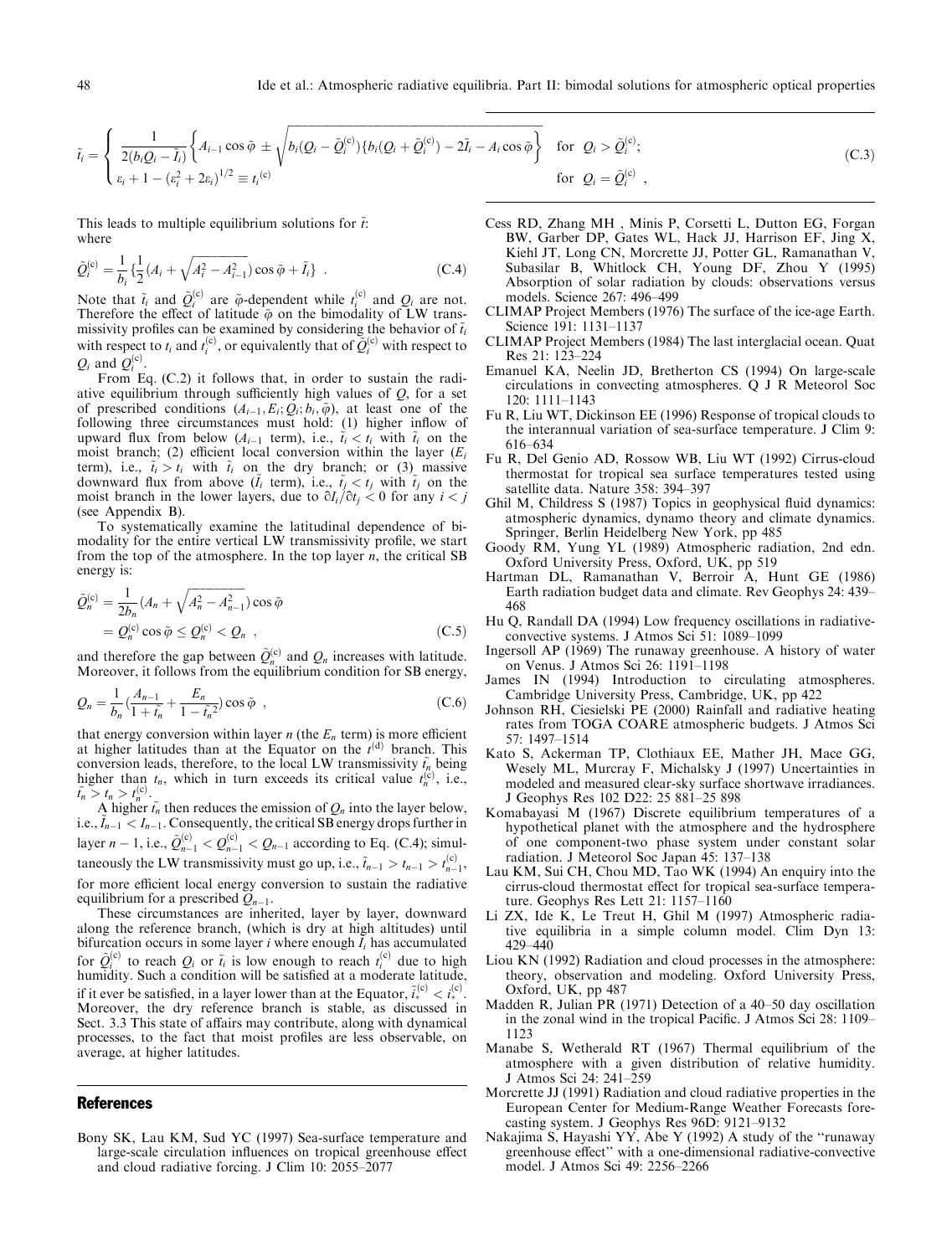$$\tilde{t}_i = \begin{cases} \dfrac{1}{2(b_i Q_i - \tilde{I}_i)} \left\{ A_{i-1} \cos\tilde{\varphi} \pm \sqrt{b_i(Q_i - \tilde{Q}_i^{(c)})\{b_i(Q_i + \tilde{Q}_i^{(c)}) - 2\tilde{I}_i - A_i \cos\tilde{\varphi}} \right\} & \text{for } Q_i > \tilde{Q}_i^{(c)}; \\ \varepsilon_i + 1 - (\varepsilon_i^2 + 2\varepsilon_i)^{1/2} \equiv t_i^{(c)} & \text{for } Q_i = \tilde{Q}_i^{(c)} \end{cases}, \tag{C.3}$$

This leads to multiple equilibrium solutions for $\tilde{t}$: where

$$\tilde{Q}_i^{(c)} = \frac{1}{b_i}\left\{\frac{1}{2}(A_i + \sqrt{A_i^2 - A_{i-1}^2})\cos\tilde{\varphi} + \tilde{I}_i\right\} \ . \tag{C.4}$$

Note that $\tilde{t}_i$ and $\tilde{Q}_i^{(c)}$ are $\tilde{\varphi}$-dependent while $t_i^{(c)}$ and $Q_i$ are not. Therefore the effect of latitude $\tilde{\varphi}$ on the bimodality of LW transmissivity profiles can be examined by considering the behavior of $\tilde{t}_i$ with respect to $t_i$ and $t_i^{(c)}$, or equivalently that of $\tilde{Q}_i^{(c)}$ with respect to $Q_i$ and $Q_i^{(c)}$.

From Eq. (C.2) it follows that, in order to sustain the radiative equilibrium through sufficiently high values of $Q$, for a set of prescribed conditions $(A_{i-1}, E_i; Q_i; b_i, \tilde{\varphi})$, at least one of the following three circumstances must hold: (1) higher inflow of upward flux from below ($A_{i-1}$ term), i.e., $\tilde{t}_i < t_i$ with $\tilde{t}_i$ on the moist branch; (2) efficient local conversion within the layer ($E_i$ term), i.e., $\tilde{t}_i > t_i$ with $\tilde{t}_i$ on the dry branch; or (3) massive downward flux from above ($\tilde{I}_i$ term), i.e., $\tilde{t}_j < t_j$ with $\tilde{t}_j$ on the moist branch in the lower layers, due to $\partial I_i / \partial t_j < 0$ for any $i < j$ (see Appendix B).

To systematically examine the latitudinal dependence of bimodality for the entire vertical LW transmissivity profile, we start from the top of the atmosphere. In the top layer $n$, the critical SB energy is:

$$\begin{aligned}\tilde{Q}_n^{(c)} &= \frac{1}{2b_n}(A_n + \sqrt{A_n^2 - A_{n-1}^2})\cos\tilde{\varphi} \\ &= Q_n^{(c)}\cos\tilde{\varphi} \le Q_n^{(c)} < Q_n \ ,\end{aligned} \tag{C.5}$$

and therefore the gap between $\tilde{Q}_n^{(c)}$ and $Q_n$ increases with latitude. Moreover, it follows from the equilibrium condition for SB energy,

$$Q_n = \frac{1}{b_n}\left(\frac{A_{n-1}}{1 + \tilde{t}_n} + \frac{E_n}{1 - \tilde{t}_n^2}\right)\cos\tilde{\varphi} \ , \tag{C.6}$$

that energy conversion within layer $n$ (the $E_n$ term) is more efficient at higher latitudes than at the Equator on the $t^{(d)}$ branch. This conversion leads, therefore, to the local LW transmissivity $\tilde{t}_n$ being higher than $t_n$, which in turn exceeds its critical value $t_n^{(c)}$, i.e., $\tilde{t}_n > t_n > t_n^{(c)}$.

A higher $\tilde{t}_n$ then reduces the emission of $Q_n$ into the layer below, i.e., $\tilde{I}_{n-1} < I_{n-1}$. Consequently, the critical SB energy drops further in layer $n-1$, i.e., $\tilde{Q}_{n-1}^{(c)} < Q_{n-1}^{(c)} < Q_{n-1}$ according to Eq. (C.4); simultaneously the LW transmissivity must go up, i.e., $\tilde{t}_{n-1} > t_{n-1} > t_{n-1}^{(c)}$, for more efficient local energy conversion to sustain the radiative equilibrium for a prescribed $Q_{n-1}$.

These circumstances are inherited, layer by layer, downward along the reference branch, (which is dry at high altitudes) until bifurcation occurs in some layer $i$ where enough $\tilde{I}_i$ has accumulated for $\tilde{Q}_i^{(c)}$ to reach $Q_i$ or $\tilde{t}_i$ is low enough to reach $t_i^{(c)}$ due to high humidity. Such a condition will be satisfied at a moderate latitude, if it ever be satisfied, in a layer lower than at the Equator, $\tilde{i}_*^{(c)} < i_*^{(c)}$. Moreover, the dry reference branch is stable, as discussed in Sect. 3.3 This state of affairs may contribute, along with dynamical processes, to the fact that moist profiles are less observable, on average, at higher latitudes.

## References

Bony SK, Lau KM, Sud YC (1997) Sea-surface temperature and large-scale circulation influences on tropical greenhouse effect and cloud radiative forcing. J Clim 10: 2055–2077

Cess RD, Zhang MH , Minis P, Corsetti L, Dutton EG, Forgan BW, Garber DP, Gates WL, Hack JJ, Harrison EF, Jing X, Kiehl JT, Long CN, Morcrette JJ, Potter GL, Ramanathan V, Subasilar B, Whitlock CH, Young DF, Zhou Y (1995) Absorption of solar radiation by clouds: observations versus models. Science 267: 496–499

CLIMAP Project Members (1976) The surface of the ice-age Earth. Science 191: 1131–1137

CLIMAP Project Members (1984) The last interglacial ocean. Quat Res 21: 123–224

Emanuel KA, Neelin JD, Bretherton CS (1994) On large-scale circulations in convecting atmospheres. Q J R Meteorol Soc 120: 1111–1143

Fu R, Liu WT, Dickinson EE (1996) Response of tropical clouds to the interannual variation of sea-surface temperature. J Clim 9: 616–634

Fu R, Del Genio AD, Rossow WB, Liu WT (1992) Cirrus-cloud thermostat for tropical sea surface temperatures tested using satellite data. Nature 358: 394–397

Ghil M, Childress S (1987) Topics in geophysical fluid dynamics: atmospheric dynamics, dynamo theory and climate dynamics. Springer, Berlin Heidelberg New York, pp 485

Goody RM, Yung YL (1989) Atmospheric radiation, 2nd edn. Oxford University Press, Oxford, UK, pp 519

Hartman DL, Ramanathan V, Berroir A, Hunt GE (1986) Earth radiation budget data and climate. Rev Geophys 24: 439–468

Hu Q, Randall DA (1994) Low frequency oscillations in radiative-convective systems. J Atmos Sci 51: 1089–1099

Ingersoll AP (1969) The runaway greenhouse. A history of water on Venus. J Atmos Sci 26: 1191–1198

James IN (1994) Introduction to circulating atmospheres. Cambridge University Press, Cambridge, UK, pp 422

Johnson RH, Ciesielski PE (2000) Rainfall and radiative heating rates from TOGA COARE atmospheric budgets. J Atmos Sci 57: 1497–1514

Kato S, Ackerman TP, Clothiaux EE, Mather JH, Mace GG, Wesely ML, Murcray F, Michalsky J (1997) Uncertainties in modeled and measured clear-sky surface shortwave irradiances. J Geophys Res 102 D22: 25 881–25 898

Komabayasi M (1967) Discrete equilibrium temperatures of a hypothetical planet with the atmosphere and the hydrosphere of one component-two phase system under constant solar radiation. J Meteorol Soc Japan 45: 137–138

Lau KM, Sui CH, Chou MD, Tao WK (1994) An enquiry into the cirrus-cloud thermostat effect for tropical sea-surface temperature. Geophys Res Lett 21: 1157–1160

Li ZX, Ide K, Le Treut H, Ghil M (1997) Atmospheric radiative equilibria in a simple column model. Clim Dyn 13: 429–440

Liou KN (1992) Radiation and cloud processes in the atmosphere: theory, observation and modeling. Oxford University Press, Oxford, UK, pp 487

Madden R, Julian PR (1971) Detection of a 40–50 day oscillation in the zonal wind in the tropical Pacific. J Atmos Sci 28: 1109–1123

Manabe S, Wetherald RT (1967) Thermal equilibrium of the atmosphere with a given distribution of relative humidity. J Atmos Sci 24: 241–259

Morcrette JJ (1991) Radiation and cloud radiative properties in the European Center for Medium-Range Weather Forecasts forecasting system. J Geophys Res 96D: 9121–9132

Nakajima S, Hayashi YY, Abe Y (1992) A study of the "runaway greenhouse effect" with a one-dimensional radiative-convective model. J Atmos Sci 49: 2256–2266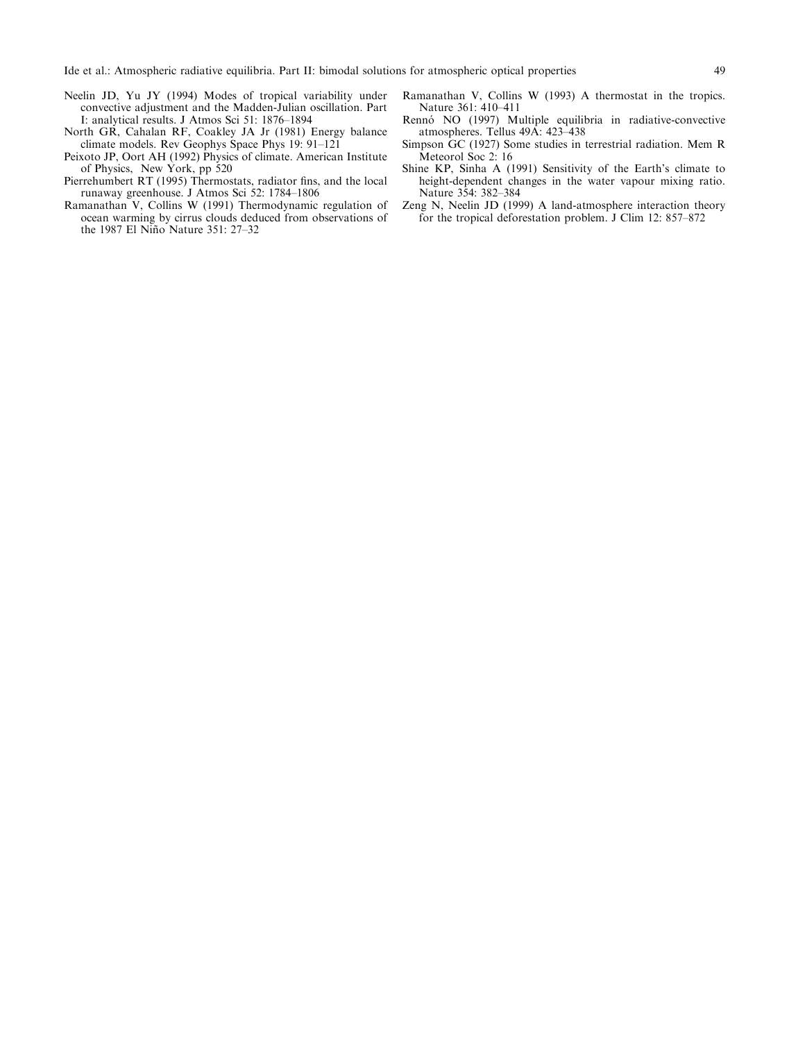Neelin JD, Yu JY (1994) Modes of tropical variability under convective adjustment and the Madden-Julian oscillation. Part I: analytical results. J Atmos Sci 51: 1876–1894

North GR, Cahalan RF, Coakley JA Jr (1981) Energy balance climate models. Rev Geophys Space Phys 19: 91–121

Peixoto JP, Oort AH (1992) Physics of climate. American Institute of Physics, New York, pp 520

Pierrehumbert RT (1995) Thermostats, radiator fins, and the local runaway greenhouse. J Atmos Sci 52: 1784–1806

Ramanathan V, Collins W (1991) Thermodynamic regulation of ocean warming by cirrus clouds deduced from observations of the 1987 El Niño Nature 351: 27–32

Ramanathan V, Collins W (1993) A thermostat in the tropics. Nature 361: 410–411

Rennó NO (1997) Multiple equilibria in radiative-convective atmospheres. Tellus 49A: 423–438

Simpson GC (1927) Some studies in terrestrial radiation. Mem R Meteorol Soc 2: 16

Shine KP, Sinha A (1991) Sensitivity of the Earth's climate to height-dependent changes in the water vapour mixing ratio. Nature 354: 382–384

Zeng N, Neelin JD (1999) A land-atmosphere interaction theory for the tropical deforestation problem. J Clim 12: 857–872